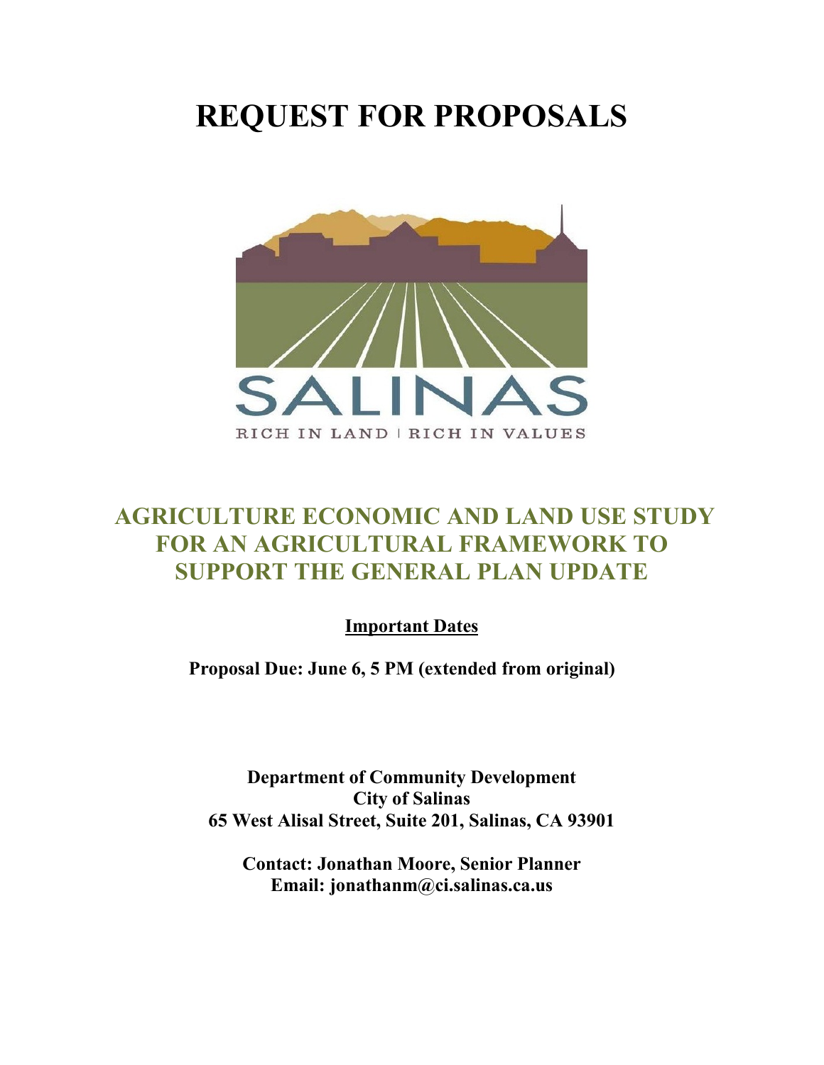# REQUEST FOR PROPOSALS

SALINAS

RICH IN LAND | RICH IN VALUES

## AGRICULTURE ECONOMIC AND LAND USE STUDY FOR AN AGRICULTURAL FRAMEWORK TO SUPPORT THE GENERAL PLAN UPDATE

**Important Dates**

**Proposal Due: June 6, 5 PM (extended from original)**

**Department of Community Development**
**City of Salinas**
**65 West Alisal Street, Suite 201, Salinas, CA 93901**

**Contact: Jonathan Moore, Senior Planner**
**Email: jonathanm@ci.salinas.ca.us**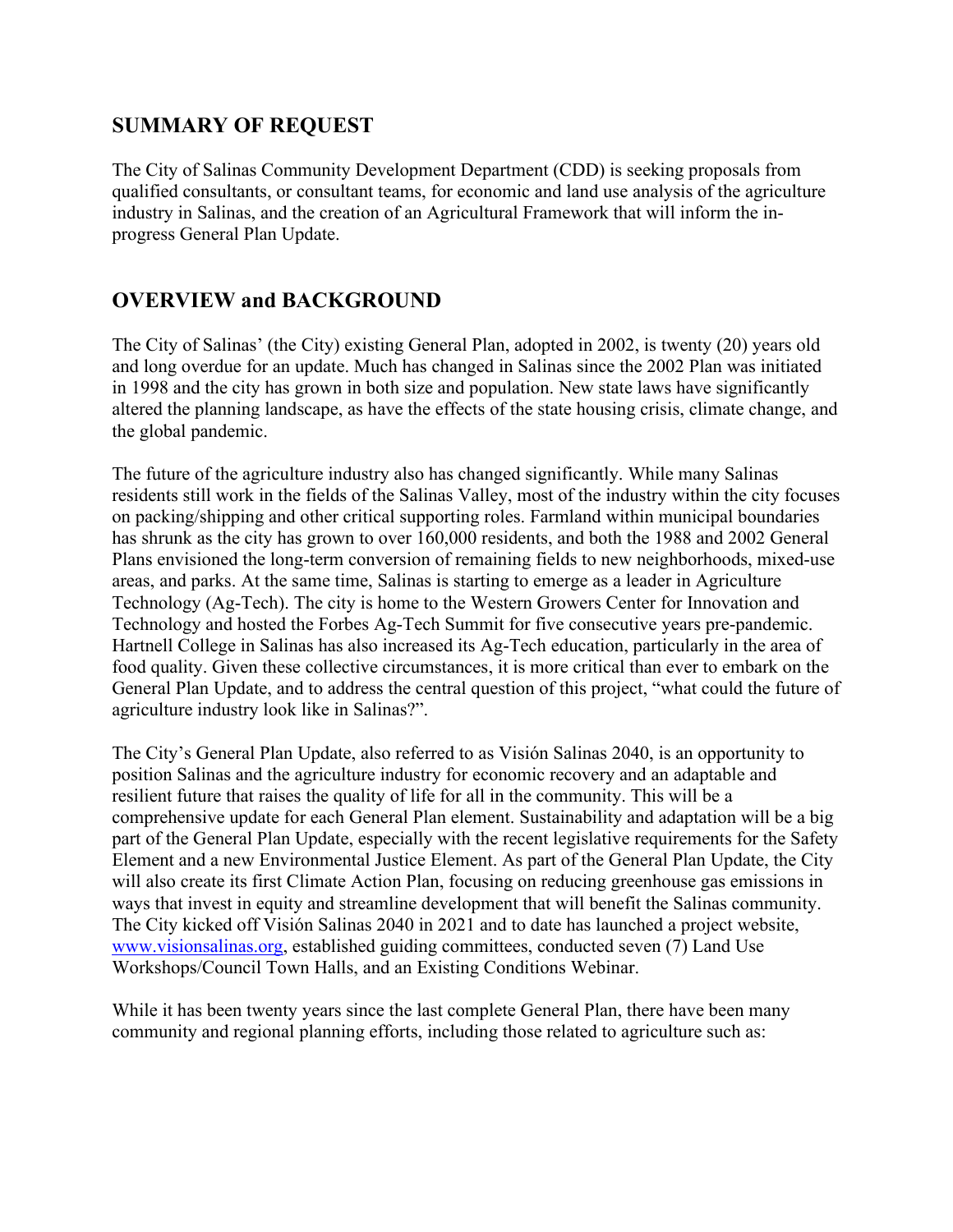## SUMMARY OF REQUEST

The City of Salinas Community Development Department (CDD) is seeking proposals from qualified consultants, or consultant teams, for economic and land use analysis of the agriculture industry in Salinas, and the creation of an Agricultural Framework that will inform the in-progress General Plan Update.

## OVERVIEW and BACKGROUND

The City of Salinas' (the City) existing General Plan, adopted in 2002, is twenty (20) years old and long overdue for an update. Much has changed in Salinas since the 2002 Plan was initiated in 1998 and the city has grown in both size and population. New state laws have significantly altered the planning landscape, as have the effects of the state housing crisis, climate change, and the global pandemic.

The future of the agriculture industry also has changed significantly. While many Salinas residents still work in the fields of the Salinas Valley, most of the industry within the city focuses on packing/shipping and other critical supporting roles. Farmland within municipal boundaries has shrunk as the city has grown to over 160,000 residents, and both the 1988 and 2002 General Plans envisioned the long-term conversion of remaining fields to new neighborhoods, mixed-use areas, and parks. At the same time, Salinas is starting to emerge as a leader in Agriculture Technology (Ag-Tech). The city is home to the Western Growers Center for Innovation and Technology and hosted the Forbes Ag-Tech Summit for five consecutive years pre-pandemic. Hartnell College in Salinas has also increased its Ag-Tech education, particularly in the area of food quality. Given these collective circumstances, it is more critical than ever to embark on the General Plan Update, and to address the central question of this project, "what could the future of agriculture industry look like in Salinas?".

The City's General Plan Update, also referred to as Visión Salinas 2040, is an opportunity to position Salinas and the agriculture industry for economic recovery and an adaptable and resilient future that raises the quality of life for all in the community. This will be a comprehensive update for each General Plan element. Sustainability and adaptation will be a big part of the General Plan Update, especially with the recent legislative requirements for the Safety Element and a new Environmental Justice Element. As part of the General Plan Update, the City will also create its first Climate Action Plan, focusing on reducing greenhouse gas emissions in ways that invest in equity and streamline development that will benefit the Salinas community. The City kicked off Visión Salinas 2040 in 2021 and to date has launched a project website, www.visionsalinas.org, established guiding committees, conducted seven (7) Land Use Workshops/Council Town Halls, and an Existing Conditions Webinar.

While it has been twenty years since the last complete General Plan, there have been many community and regional planning efforts, including those related to agriculture such as: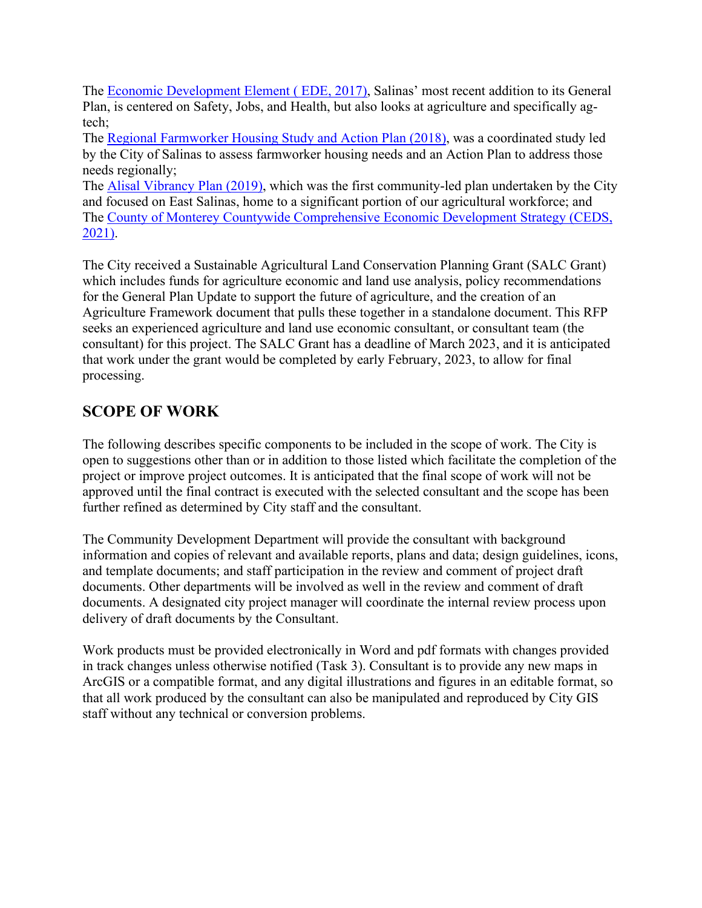The Economic Development Element ( EDE, 2017), Salinas' most recent addition to its General Plan, is centered on Safety, Jobs, and Health, but also looks at agriculture and specifically ag-tech;
The Regional Farmworker Housing Study and Action Plan (2018), was a coordinated study led by the City of Salinas to assess farmworker housing needs and an Action Plan to address those needs regionally;
The Alisal Vibrancy Plan (2019), which was the first community-led plan undertaken by the City and focused on East Salinas, home to a significant portion of our agricultural workforce; and
The County of Monterey Countywide Comprehensive Economic Development Strategy (CEDS, 2021).

The City received a Sustainable Agricultural Land Conservation Planning Grant (SALC Grant) which includes funds for agriculture economic and land use analysis, policy recommendations for the General Plan Update to support the future of agriculture, and the creation of an Agriculture Framework document that pulls these together in a standalone document. This RFP seeks an experienced agriculture and land use economic consultant, or consultant team (the consultant) for this project. The SALC Grant has a deadline of March 2023, and it is anticipated that work under the grant would be completed by early February, 2023, to allow for final processing.

## SCOPE OF WORK

The following describes specific components to be included in the scope of work. The City is open to suggestions other than or in addition to those listed which facilitate the completion of the project or improve project outcomes. It is anticipated that the final scope of work will not be approved until the final contract is executed with the selected consultant and the scope has been further refined as determined by City staff and the consultant.

The Community Development Department will provide the consultant with background information and copies of relevant and available reports, plans and data; design guidelines, icons, and template documents; and staff participation in the review and comment of project draft documents. Other departments will be involved as well in the review and comment of draft documents. A designated city project manager will coordinate the internal review process upon delivery of draft documents by the Consultant.

Work products must be provided electronically in Word and pdf formats with changes provided in track changes unless otherwise notified (Task 3). Consultant is to provide any new maps in ArcGIS or a compatible format, and any digital illustrations and figures in an editable format, so that all work produced by the consultant can also be manipulated and reproduced by City GIS staff without any technical or conversion problems.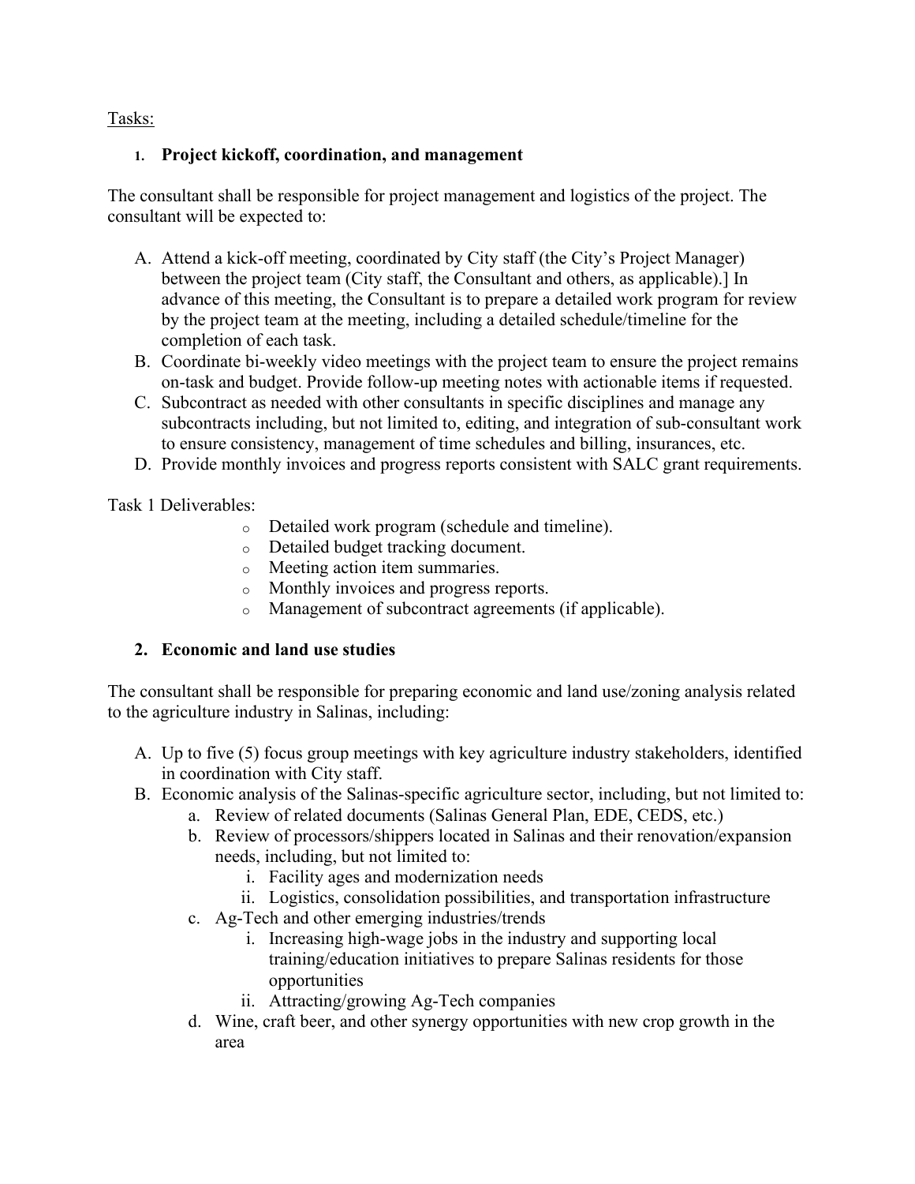Tasks:

1. **Project kickoff, coordination, and management**

The consultant shall be responsible for project management and logistics of the project. The consultant will be expected to:

A. Attend a kick-off meeting, coordinated by City staff (the City's Project Manager) between the project team (City staff, the Consultant and others, as applicable).] In advance of this meeting, the Consultant is to prepare a detailed work program for review by the project team at the meeting, including a detailed schedule/timeline for the completion of each task.
B. Coordinate bi-weekly video meetings with the project team to ensure the project remains on-task and budget. Provide follow-up meeting notes with actionable items if requested.
C. Subcontract as needed with other consultants in specific disciplines and manage any subcontracts including, but not limited to, editing, and integration of sub-consultant work to ensure consistency, management of time schedules and billing, insurances, etc.
D. Provide monthly invoices and progress reports consistent with SALC grant requirements.

Task 1 Deliverables:

- Detailed work program (schedule and timeline).
- Detailed budget tracking document.
- Meeting action item summaries.
- Monthly invoices and progress reports.
- Management of subcontract agreements (if applicable).

2. **Economic and land use studies**

The consultant shall be responsible for preparing economic and land use/zoning analysis related to the agriculture industry in Salinas, including:

A. Up to five (5) focus group meetings with key agriculture industry stakeholders, identified in coordination with City staff.
B. Economic analysis of the Salinas-specific agriculture sector, including, but not limited to:
    a. Review of related documents (Salinas General Plan, EDE, CEDS, etc.)
    b. Review of processors/shippers located in Salinas and their renovation/expansion needs, including, but not limited to:
        i. Facility ages and modernization needs
        ii. Logistics, consolidation possibilities, and transportation infrastructure
    c. Ag-Tech and other emerging industries/trends
        i. Increasing high-wage jobs in the industry and supporting local training/education initiatives to prepare Salinas residents for those opportunities
        ii. Attracting/growing Ag-Tech companies
    d. Wine, craft beer, and other synergy opportunities with new crop growth in the area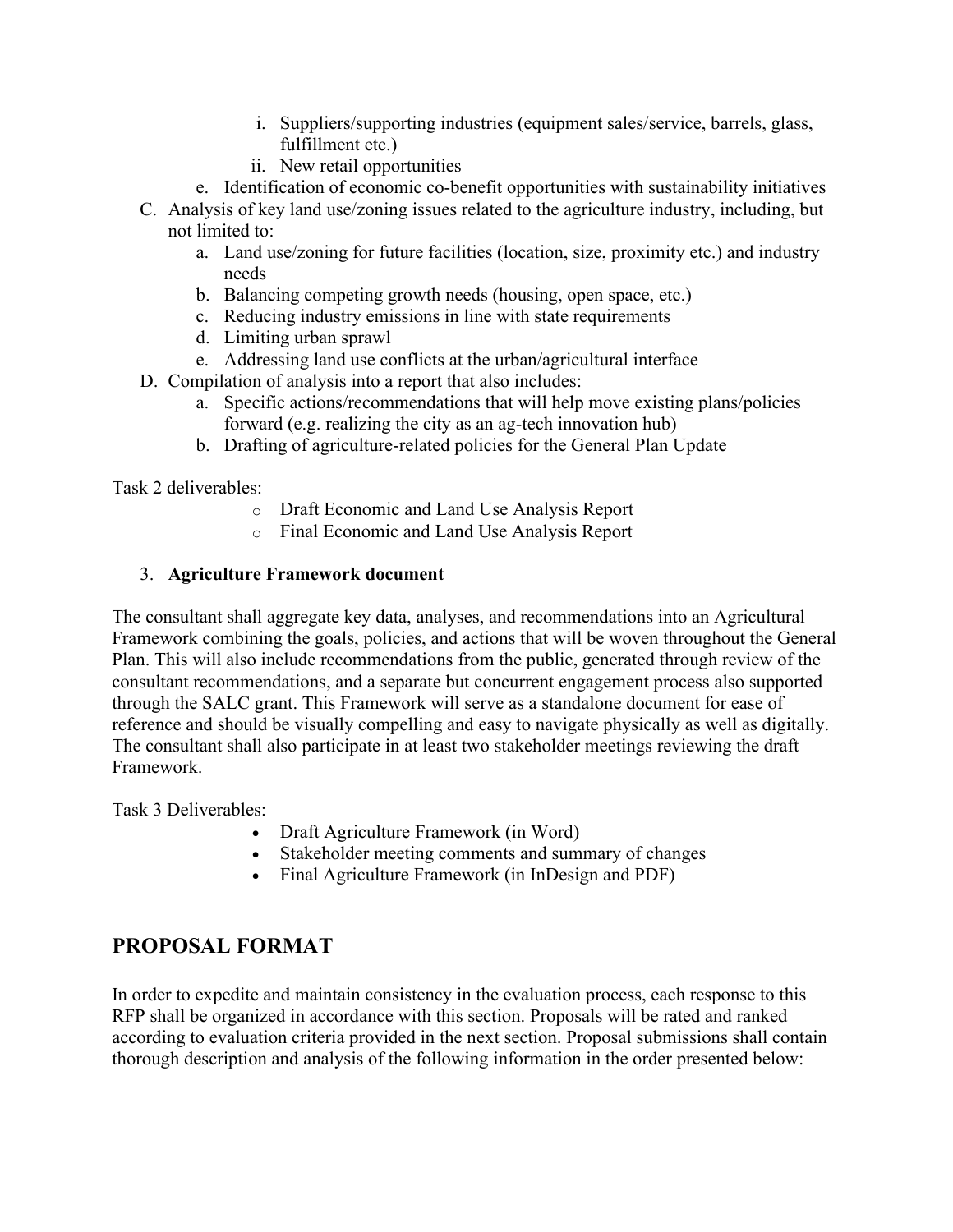i. Suppliers/supporting industries (equipment sales/service, barrels, glass, fulfillment etc.)
      ii. New retail opportunities
   e. Identification of economic co-benefit opportunities with sustainability initiatives

C. Analysis of key land use/zoning issues related to the agriculture industry, including, but not limited to:
   a. Land use/zoning for future facilities (location, size, proximity etc.) and industry needs
   b. Balancing competing growth needs (housing, open space, etc.)
   c. Reducing industry emissions in line with state requirements
   d. Limiting urban sprawl
   e. Addressing land use conflicts at the urban/agricultural interface

D. Compilation of analysis into a report that also includes:
   a. Specific actions/recommendations that will help move existing plans/policies forward (e.g. realizing the city as an ag-tech innovation hub)
   b. Drafting of agriculture-related policies for the General Plan Update

Task 2 deliverables:

- Draft Economic and Land Use Analysis Report
- Final Economic and Land Use Analysis Report

3. **Agriculture Framework document**

The consultant shall aggregate key data, analyses, and recommendations into an Agricultural Framework combining the goals, policies, and actions that will be woven throughout the General Plan. This will also include recommendations from the public, generated through review of the consultant recommendations, and a separate but concurrent engagement process also supported through the SALC grant. This Framework will serve as a standalone document for ease of reference and should be visually compelling and easy to navigate physically as well as digitally. The consultant shall also participate in at least two stakeholder meetings reviewing the draft Framework.

Task 3 Deliverables:

- Draft Agriculture Framework (in Word)
- Stakeholder meeting comments and summary of changes
- Final Agriculture Framework (in InDesign and PDF)

## PROPOSAL FORMAT

In order to expedite and maintain consistency in the evaluation process, each response to this RFP shall be organized in accordance with this section. Proposals will be rated and ranked according to evaluation criteria provided in the next section. Proposal submissions shall contain thorough description and analysis of the following information in the order presented below: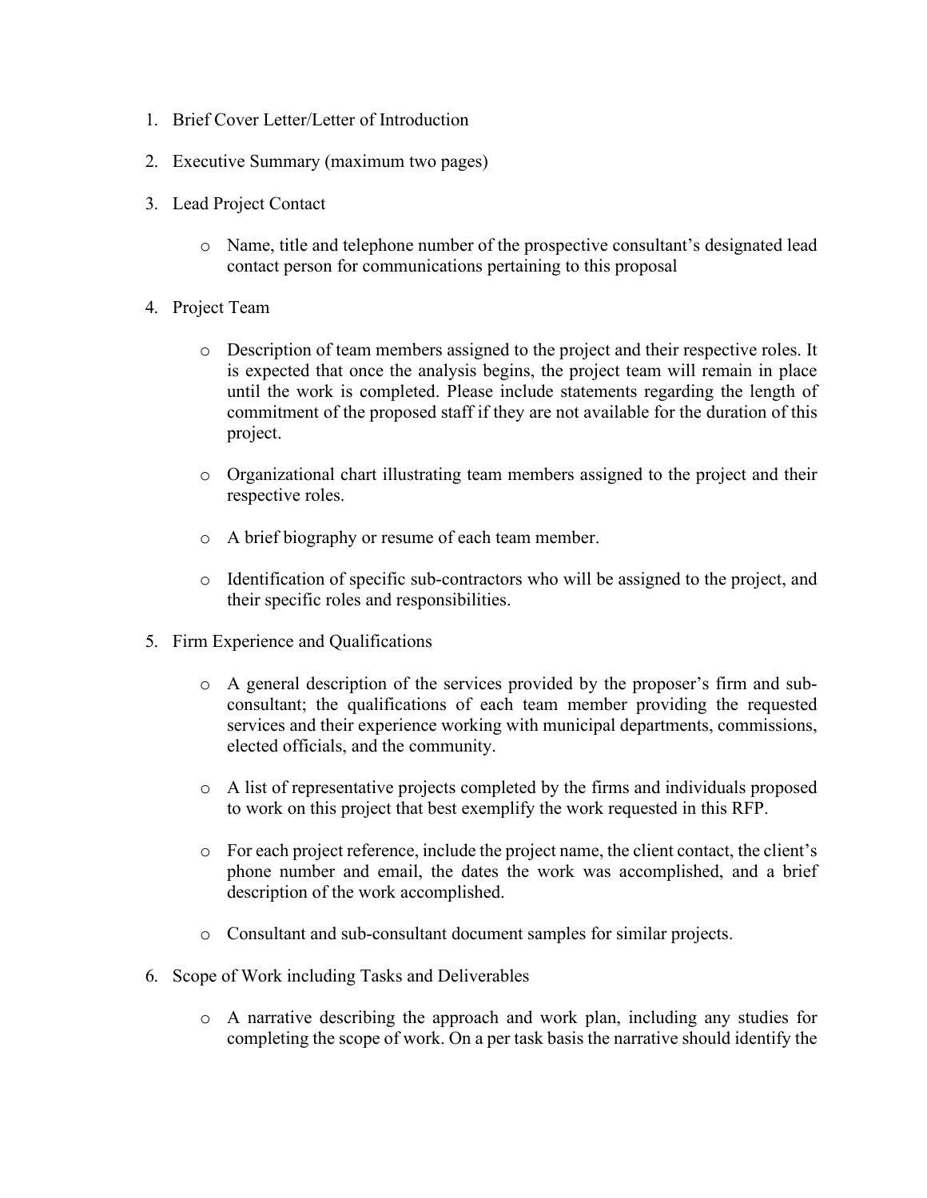1. Brief Cover Letter/Letter of Introduction

2. Executive Summary (maximum two pages)

3. Lead Project Contact

    - Name, title and telephone number of the prospective consultant's designated lead contact person for communications pertaining to this proposal

4. Project Team

    - Description of team members assigned to the project and their respective roles. It is expected that once the analysis begins, the project team will remain in place until the work is completed. Please include statements regarding the length of commitment of the proposed staff if they are not available for the duration of this project.

    - Organizational chart illustrating team members assigned to the project and their respective roles.

    - A brief biography or resume of each team member.

    - Identification of specific sub-contractors who will be assigned to the project, and their specific roles and responsibilities.

5. Firm Experience and Qualifications

    - A general description of the services provided by the proposer's firm and sub-consultant; the qualifications of each team member providing the requested services and their experience working with municipal departments, commissions, elected officials, and the community.

    - A list of representative projects completed by the firms and individuals proposed to work on this project that best exemplify the work requested in this RFP.

    - For each project reference, include the project name, the client contact, the client's phone number and email, the dates the work was accomplished, and a brief description of the work accomplished.

    - Consultant and sub-consultant document samples for similar projects.

6. Scope of Work including Tasks and Deliverables

    - A narrative describing the approach and work plan, including any studies for completing the scope of work. On a per task basis the narrative should identify the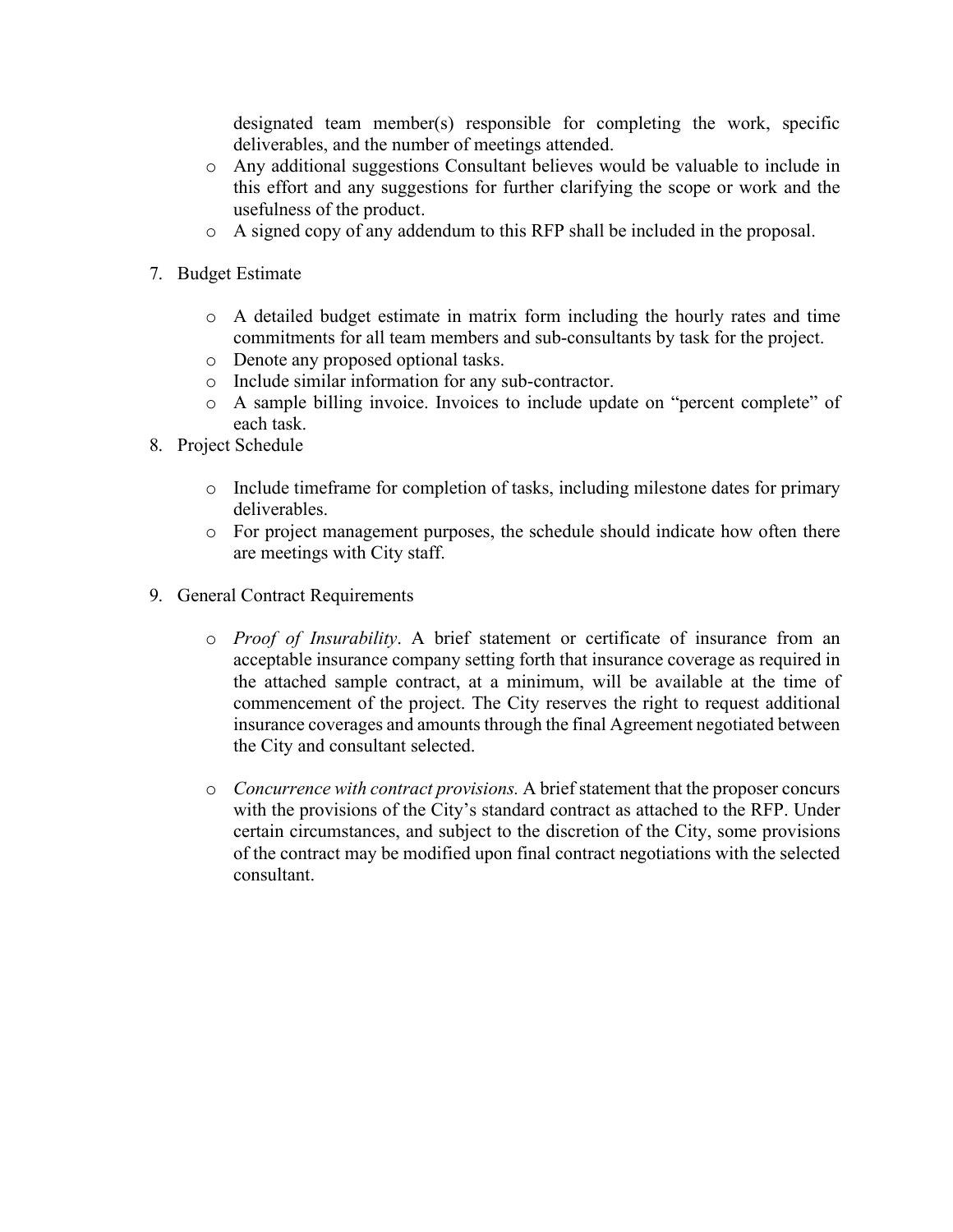designated team member(s) responsible for completing the work, specific deliverables, and the number of meetings attended.

- Any additional suggestions Consultant believes would be valuable to include in this effort and any suggestions for further clarifying the scope or work and the usefulness of the product.
- A signed copy of any addendum to this RFP shall be included in the proposal.

7. Budget Estimate

   - A detailed budget estimate in matrix form including the hourly rates and time commitments for all team members and sub-consultants by task for the project.
   - Denote any proposed optional tasks.
   - Include similar information for any sub-contractor.
   - A sample billing invoice. Invoices to include update on "percent complete" of each task.

8. Project Schedule

   - Include timeframe for completion of tasks, including milestone dates for primary deliverables.
   - For project management purposes, the schedule should indicate how often there are meetings with City staff.

9. General Contract Requirements

   - *Proof of Insurability*. A brief statement or certificate of insurance from an acceptable insurance company setting forth that insurance coverage as required in the attached sample contract, at a minimum, will be available at the time of commencement of the project. The City reserves the right to request additional insurance coverages and amounts through the final Agreement negotiated between the City and consultant selected.

   - *Concurrence with contract provisions.* A brief statement that the proposer concurs with the provisions of the City's standard contract as attached to the RFP. Under certain circumstances, and subject to the discretion of the City, some provisions of the contract may be modified upon final contract negotiations with the selected consultant.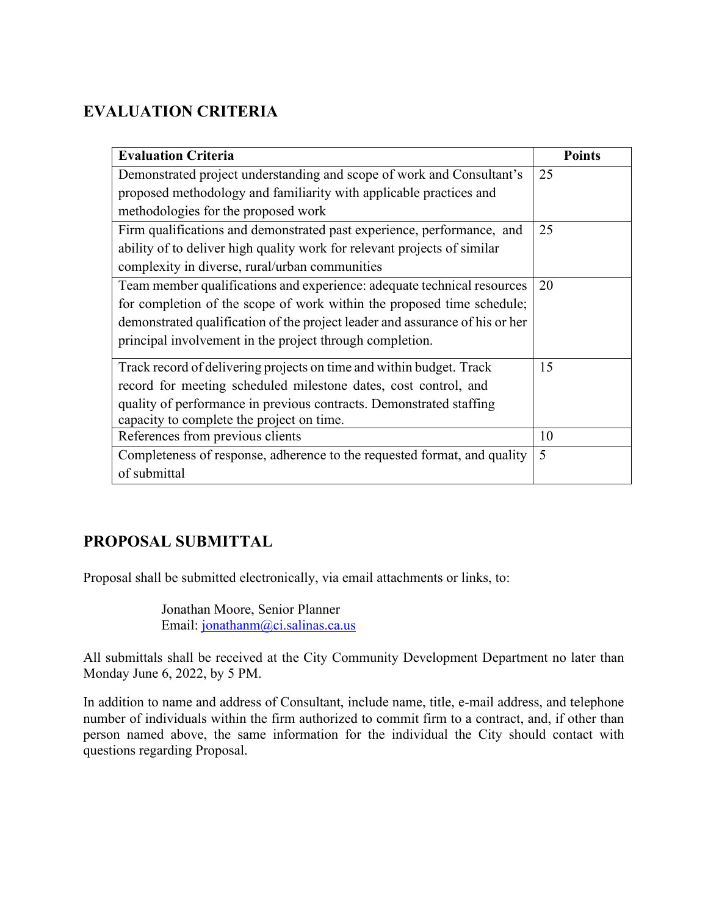## EVALUATION CRITERIA

| Evaluation Criteria | Points |
|---|---|
| Demonstrated project understanding and scope of work and Consultant's proposed methodology and familiarity with applicable practices and methodologies for the proposed work | 25 |
| Firm qualifications and demonstrated past experience, performance, and ability of to deliver high quality work for relevant projects of similar complexity in diverse, rural/urban communities | 25 |
| Team member qualifications and experience: adequate technical resources for completion of the scope of work within the proposed time schedule; demonstrated qualification of the project leader and assurance of his or her principal involvement in the project through completion. | 20 |
| Track record of delivering projects on time and within budget. Track record for meeting scheduled milestone dates, cost control, and quality of performance in previous contracts. Demonstrated staffing capacity to complete the project on time. | 15 |
| References from previous clients | 10 |
| Completeness of response, adherence to the requested format, and quality of submittal | 5 |

## PROPOSAL SUBMITTAL

Proposal shall be submitted electronically, via email attachments or links, to:

Jonathan Moore, Senior Planner
Email: jonathanm@ci.salinas.ca.us

All submittals shall be received at the City Community Development Department no later than Monday June 6, 2022, by 5 PM.

In addition to name and address of Consultant, include name, title, e-mail address, and telephone number of individuals within the firm authorized to commit firm to a contract, and, if other than person named above, the same information for the individual the City should contact with questions regarding Proposal.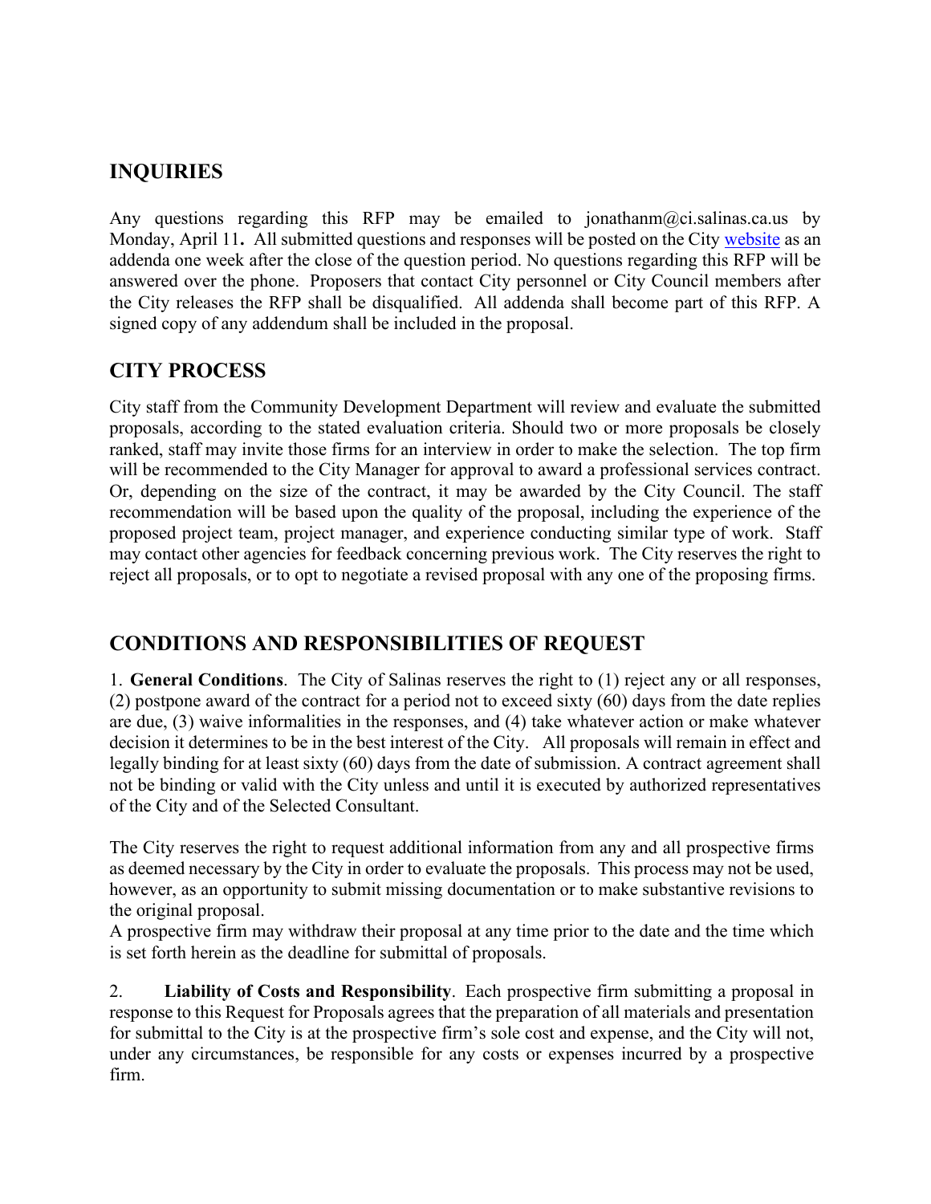## INQUIRIES

Any questions regarding this RFP may be emailed to jonathanm@ci.salinas.ca.us by Monday, April 11**.** All submitted questions and responses will be posted on the City website as an addenda one week after the close of the question period. No questions regarding this RFP will be answered over the phone. Proposers that contact City personnel or City Council members after the City releases the RFP shall be disqualified. All addenda shall become part of this RFP. A signed copy of any addendum shall be included in the proposal.

## CITY PROCESS

City staff from the Community Development Department will review and evaluate the submitted proposals, according to the stated evaluation criteria. Should two or more proposals be closely ranked, staff may invite those firms for an interview in order to make the selection. The top firm will be recommended to the City Manager for approval to award a professional services contract. Or, depending on the size of the contract, it may be awarded by the City Council. The staff recommendation will be based upon the quality of the proposal, including the experience of the proposed project team, project manager, and experience conducting similar type of work. Staff may contact other agencies for feedback concerning previous work. The City reserves the right to reject all proposals, or to opt to negotiate a revised proposal with any one of the proposing firms.

## CONDITIONS AND RESPONSIBILITIES OF REQUEST

1. **General Conditions**. The City of Salinas reserves the right to (1) reject any or all responses, (2) postpone award of the contract for a period not to exceed sixty (60) days from the date replies are due, (3) waive informalities in the responses, and (4) take whatever action or make whatever decision it determines to be in the best interest of the City. All proposals will remain in effect and legally binding for at least sixty (60) days from the date of submission. A contract agreement shall not be binding or valid with the City unless and until it is executed by authorized representatives of the City and of the Selected Consultant.

The City reserves the right to request additional information from any and all prospective firms as deemed necessary by the City in order to evaluate the proposals. This process may not be used, however, as an opportunity to submit missing documentation or to make substantive revisions to the original proposal.

A prospective firm may withdraw their proposal at any time prior to the date and the time which is set forth herein as the deadline for submittal of proposals.

2. **Liability of Costs and Responsibility**. Each prospective firm submitting a proposal in response to this Request for Proposals agrees that the preparation of all materials and presentation for submittal to the City is at the prospective firm's sole cost and expense, and the City will not, under any circumstances, be responsible for any costs or expenses incurred by a prospective firm.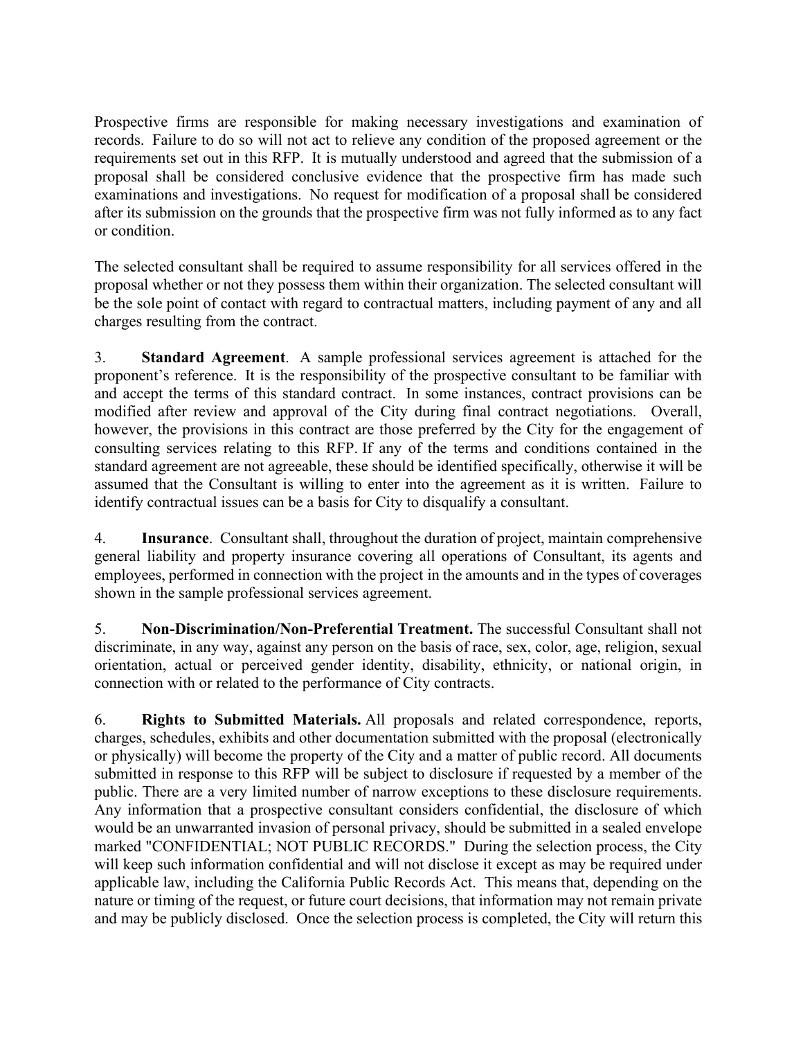Prospective firms are responsible for making necessary investigations and examination of records. Failure to do so will not act to relieve any condition of the proposed agreement or the requirements set out in this RFP. It is mutually understood and agreed that the submission of a proposal shall be considered conclusive evidence that the prospective firm has made such examinations and investigations. No request for modification of a proposal shall be considered after its submission on the grounds that the prospective firm was not fully informed as to any fact or condition.

The selected consultant shall be required to assume responsibility for all services offered in the proposal whether or not they possess them within their organization. The selected consultant will be the sole point of contact with regard to contractual matters, including payment of any and all charges resulting from the contract.

3. **Standard Agreement**. A sample professional services agreement is attached for the proponent's reference. It is the responsibility of the prospective consultant to be familiar with and accept the terms of this standard contract. In some instances, contract provisions can be modified after review and approval of the City during final contract negotiations. Overall, however, the provisions in this contract are those preferred by the City for the engagement of consulting services relating to this RFP. If any of the terms and conditions contained in the standard agreement are not agreeable, these should be identified specifically, otherwise it will be assumed that the Consultant is willing to enter into the agreement as it is written. Failure to identify contractual issues can be a basis for City to disqualify a consultant.

4. **Insurance**. Consultant shall, throughout the duration of project, maintain comprehensive general liability and property insurance covering all operations of Consultant, its agents and employees, performed in connection with the project in the amounts and in the types of coverages shown in the sample professional services agreement.

5. **Non-Discrimination/Non-Preferential Treatment.** The successful Consultant shall not discriminate, in any way, against any person on the basis of race, sex, color, age, religion, sexual orientation, actual or perceived gender identity, disability, ethnicity, or national origin, in connection with or related to the performance of City contracts.

6. **Rights to Submitted Materials.** All proposals and related correspondence, reports, charges, schedules, exhibits and other documentation submitted with the proposal (electronically or physically) will become the property of the City and a matter of public record. All documents submitted in response to this RFP will be subject to disclosure if requested by a member of the public. There are a very limited number of narrow exceptions to these disclosure requirements. Any information that a prospective consultant considers confidential, the disclosure of which would be an unwarranted invasion of personal privacy, should be submitted in a sealed envelope marked "CONFIDENTIAL; NOT PUBLIC RECORDS." During the selection process, the City will keep such information confidential and will not disclose it except as may be required under applicable law, including the California Public Records Act. This means that, depending on the nature or timing of the request, or future court decisions, that information may not remain private and may be publicly disclosed. Once the selection process is completed, the City will return this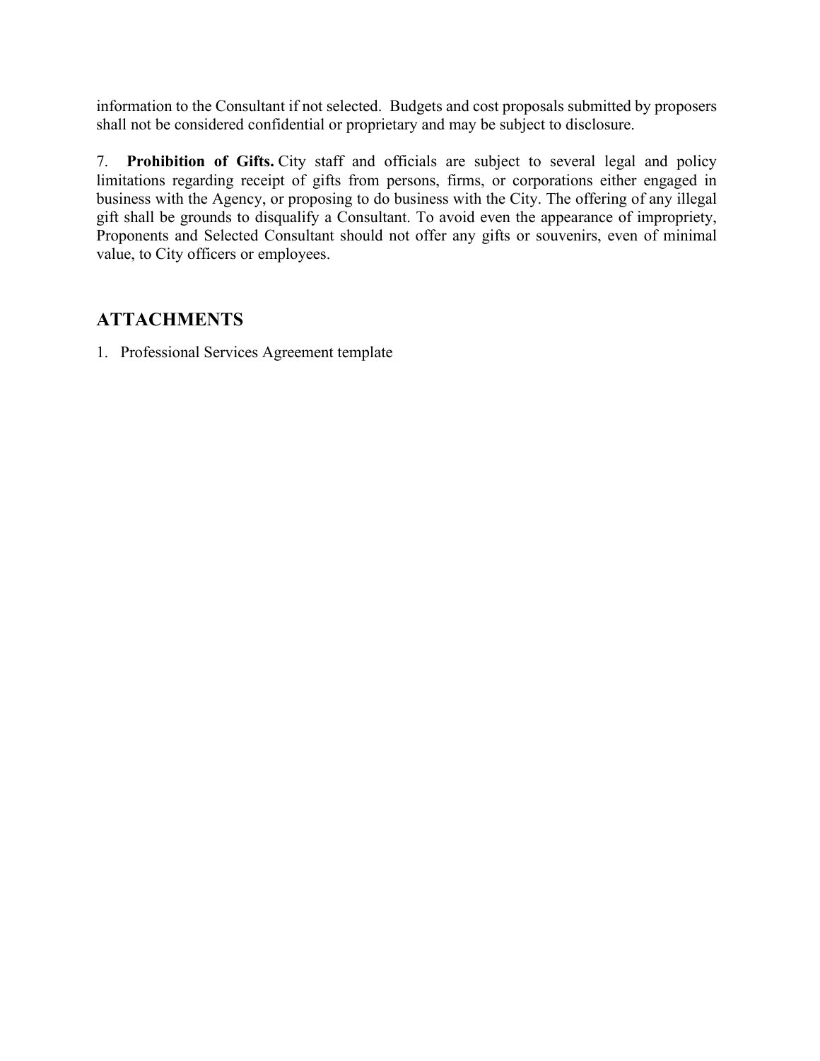information to the Consultant if not selected. Budgets and cost proposals submitted by proposers shall not be considered confidential or proprietary and may be subject to disclosure.

7. **Prohibition of Gifts.** City staff and officials are subject to several legal and policy limitations regarding receipt of gifts from persons, firms, or corporations either engaged in business with the Agency, or proposing to do business with the City. The offering of any illegal gift shall be grounds to disqualify a Consultant. To avoid even the appearance of impropriety, Proponents and Selected Consultant should not offer any gifts or souvenirs, even of minimal value, to City officers or employees.

## ATTACHMENTS

1. Professional Services Agreement template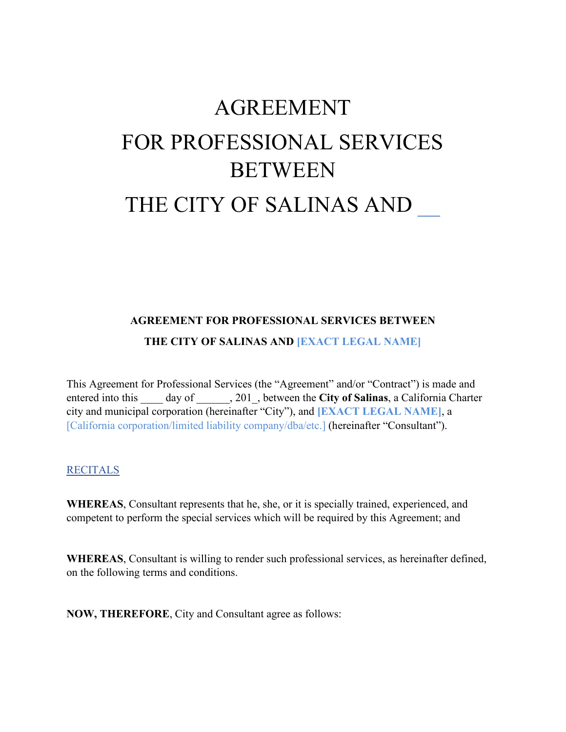# AGREEMENT

# FOR PROFESSIONAL SERVICES BETWEEN

# THE CITY OF SALINAS AND __

**AGREEMENT FOR PROFESSIONAL SERVICES BETWEEN**

**THE CITY OF SALINAS AND [EXACT LEGAL NAME]**

This Agreement for Professional Services (the "Agreement" and/or "Contract") is made and entered into this ____ day of ______, 201_, between the **City of Salinas**, a California Charter city and municipal corporation (hereinafter "City"), and **[EXACT LEGAL NAME]**, a [California corporation/limited liability company/dba/etc.] (hereinafter "Consultant").

RECITALS

**WHEREAS**, Consultant represents that he, she, or it is specially trained, experienced, and competent to perform the special services which will be required by this Agreement; and

**WHEREAS**, Consultant is willing to render such professional services, as hereinafter defined, on the following terms and conditions.

**NOW, THEREFORE**, City and Consultant agree as follows: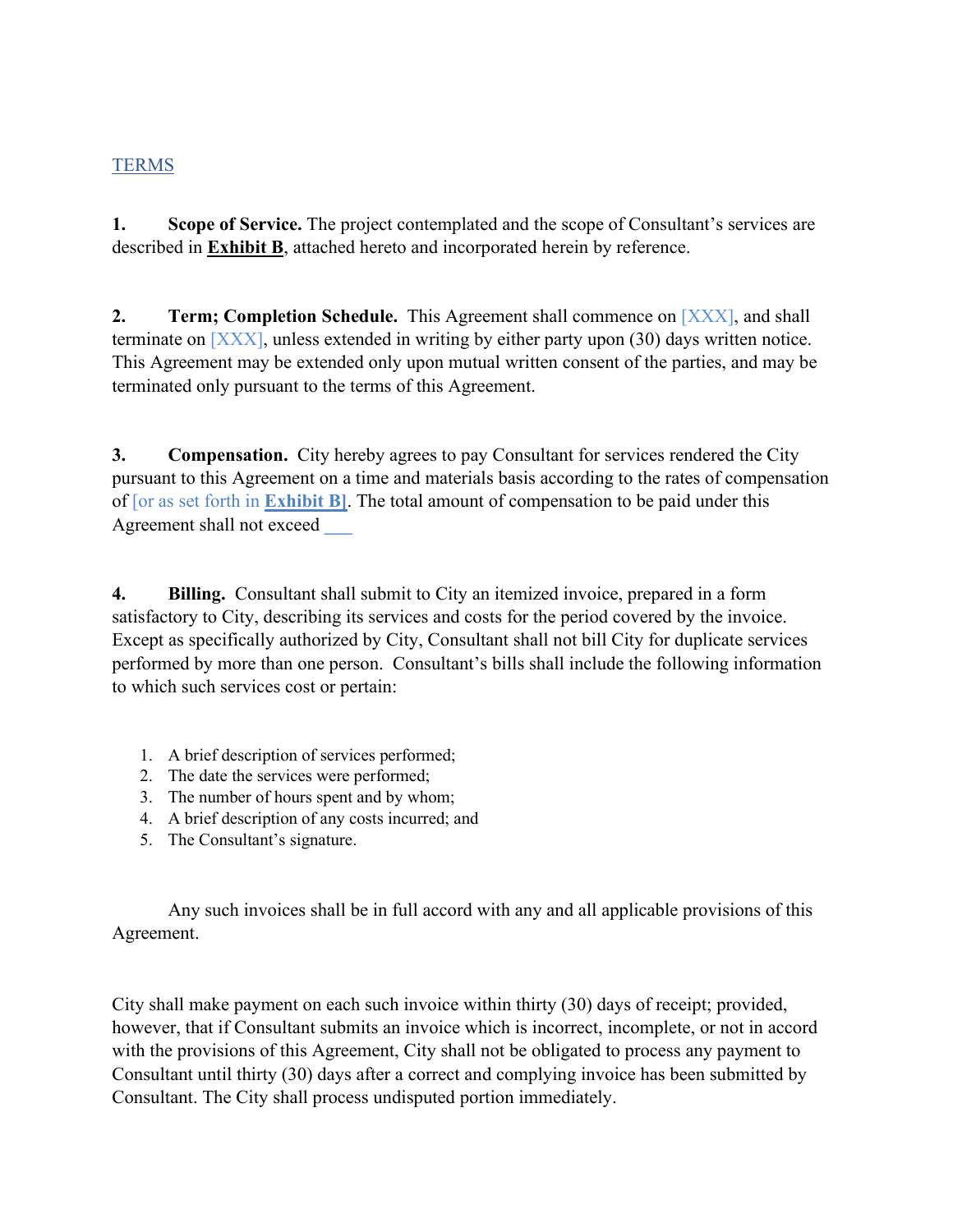TERMS

**1. Scope of Service.** The project contemplated and the scope of Consultant's services are described in **Exhibit B**, attached hereto and incorporated herein by reference.

**2. Term; Completion Schedule.** This Agreement shall commence on [XXX], and shall terminate on [XXX], unless extended in writing by either party upon (30) days written notice. This Agreement may be extended only upon mutual written consent of the parties, and may be terminated only pursuant to the terms of this Agreement.

**3. Compensation.** City hereby agrees to pay Consultant for services rendered the City pursuant to this Agreement on a time and materials basis according to the rates of compensation of [or as set forth in **Exhibit B**]. The total amount of compensation to be paid under this Agreement shall not exceed ___

**4. Billing.** Consultant shall submit to City an itemized invoice, prepared in a form satisfactory to City, describing its services and costs for the period covered by the invoice. Except as specifically authorized by City, Consultant shall not bill City for duplicate services performed by more than one person. Consultant's bills shall include the following information to which such services cost or pertain:

1. A brief description of services performed;
2. The date the services were performed;
3. The number of hours spent and by whom;
4. A brief description of any costs incurred; and
5. The Consultant's signature.

Any such invoices shall be in full accord with any and all applicable provisions of this Agreement.

City shall make payment on each such invoice within thirty (30) days of receipt; provided, however, that if Consultant submits an invoice which is incorrect, incomplete, or not in accord with the provisions of this Agreement, City shall not be obligated to process any payment to Consultant until thirty (30) days after a correct and complying invoice has been submitted by Consultant. The City shall process undisputed portion immediately.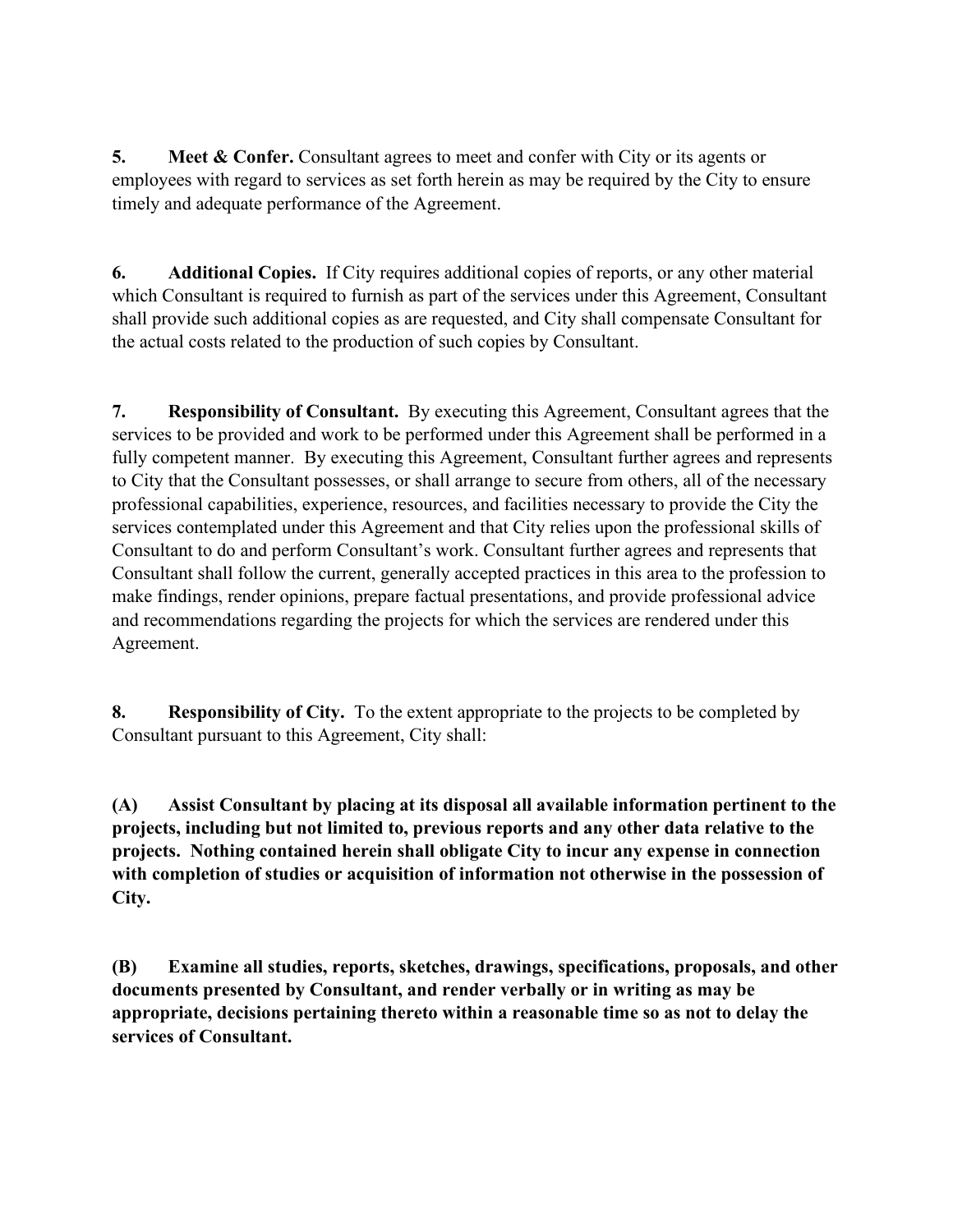**5. Meet & Confer.** Consultant agrees to meet and confer with City or its agents or employees with regard to services as set forth herein as may be required by the City to ensure timely and adequate performance of the Agreement.

**6. Additional Copies.** If City requires additional copies of reports, or any other material which Consultant is required to furnish as part of the services under this Agreement, Consultant shall provide such additional copies as are requested, and City shall compensate Consultant for the actual costs related to the production of such copies by Consultant.

**7. Responsibility of Consultant.** By executing this Agreement, Consultant agrees that the services to be provided and work to be performed under this Agreement shall be performed in a fully competent manner. By executing this Agreement, Consultant further agrees and represents to City that the Consultant possesses, or shall arrange to secure from others, all of the necessary professional capabilities, experience, resources, and facilities necessary to provide the City the services contemplated under this Agreement and that City relies upon the professional skills of Consultant to do and perform Consultant's work. Consultant further agrees and represents that Consultant shall follow the current, generally accepted practices in this area to the profession to make findings, render opinions, prepare factual presentations, and provide professional advice and recommendations regarding the projects for which the services are rendered under this Agreement.

**8. Responsibility of City.** To the extent appropriate to the projects to be completed by Consultant pursuant to this Agreement, City shall:

**(A) Assist Consultant by placing at its disposal all available information pertinent to the projects, including but not limited to, previous reports and any other data relative to the projects. Nothing contained herein shall obligate City to incur any expense in connection with completion of studies or acquisition of information not otherwise in the possession of City.**

**(B) Examine all studies, reports, sketches, drawings, specifications, proposals, and other documents presented by Consultant, and render verbally or in writing as may be appropriate, decisions pertaining thereto within a reasonable time so as not to delay the services of Consultant.**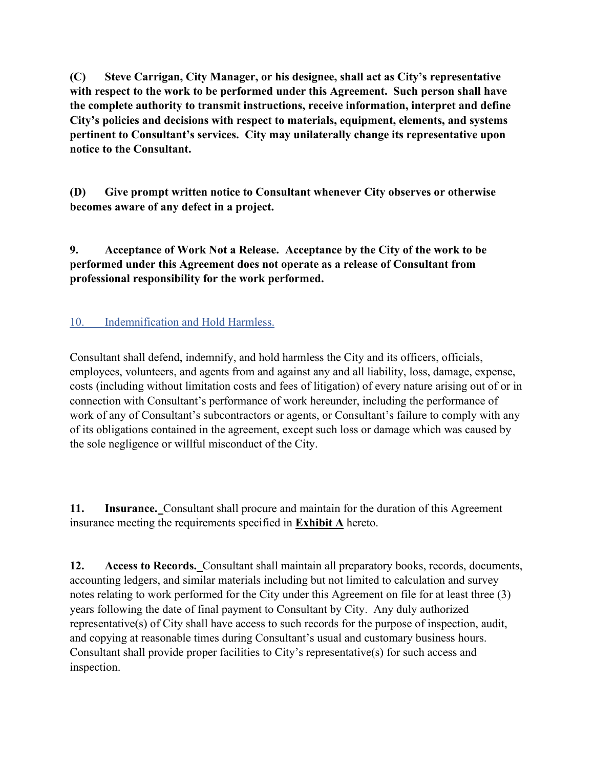**(C) Steve Carrigan, City Manager, or his designee, shall act as City's representative with respect to the work to be performed under this Agreement. Such person shall have the complete authority to transmit instructions, receive information, interpret and define City's policies and decisions with respect to materials, equipment, elements, and systems pertinent to Consultant's services. City may unilaterally change its representative upon notice to the Consultant.**

**(D) Give prompt written notice to Consultant whenever City observes or otherwise becomes aware of any defect in a project.**

**9. Acceptance of Work Not a Release. Acceptance by the City of the work to be performed under this Agreement does not operate as a release of Consultant from professional responsibility for the work performed.**

10. Indemnification and Hold Harmless.

Consultant shall defend, indemnify, and hold harmless the City and its officers, officials, employees, volunteers, and agents from and against any and all liability, loss, damage, expense, costs (including without limitation costs and fees of litigation) of every nature arising out of or in connection with Consultant's performance of work hereunder, including the performance of work of any of Consultant's subcontractors or agents, or Consultant's failure to comply with any of its obligations contained in the agreement, except such loss or damage which was caused by the sole negligence or willful misconduct of the City.

**11. Insurance.** Consultant shall procure and maintain for the duration of this Agreement insurance meeting the requirements specified in **Exhibit A** hereto.

**12. Access to Records.** Consultant shall maintain all preparatory books, records, documents, accounting ledgers, and similar materials including but not limited to calculation and survey notes relating to work performed for the City under this Agreement on file for at least three (3) years following the date of final payment to Consultant by City. Any duly authorized representative(s) of City shall have access to such records for the purpose of inspection, audit, and copying at reasonable times during Consultant's usual and customary business hours. Consultant shall provide proper facilities to City's representative(s) for such access and inspection.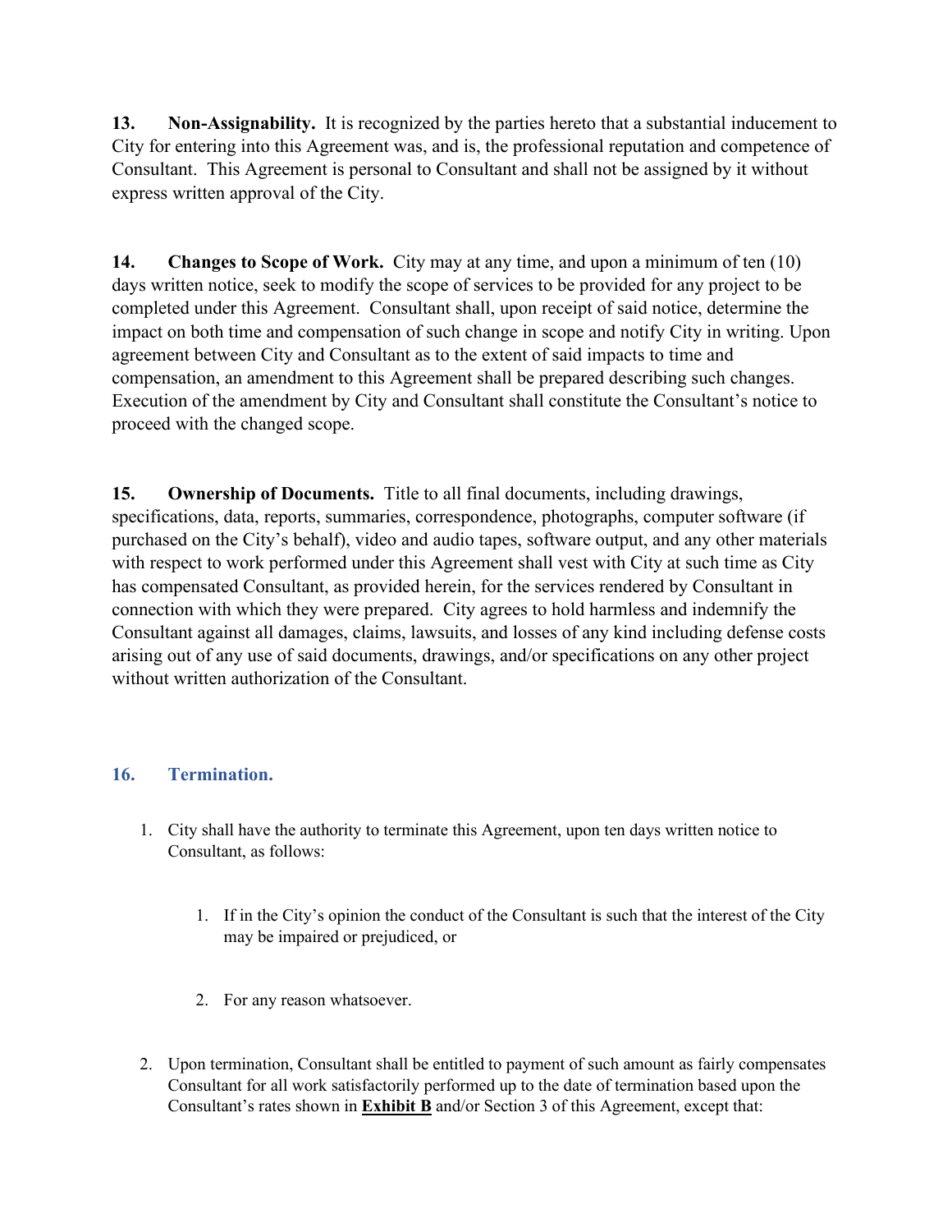**13. Non-Assignability.** It is recognized by the parties hereto that a substantial inducement to City for entering into this Agreement was, and is, the professional reputation and competence of Consultant. This Agreement is personal to Consultant and shall not be assigned by it without express written approval of the City.

**14. Changes to Scope of Work.** City may at any time, and upon a minimum of ten (10) days written notice, seek to modify the scope of services to be provided for any project to be completed under this Agreement. Consultant shall, upon receipt of said notice, determine the impact on both time and compensation of such change in scope and notify City in writing. Upon agreement between City and Consultant as to the extent of said impacts to time and compensation, an amendment to this Agreement shall be prepared describing such changes. Execution of the amendment by City and Consultant shall constitute the Consultant's notice to proceed with the changed scope.

**15. Ownership of Documents.** Title to all final documents, including drawings, specifications, data, reports, summaries, correspondence, photographs, computer software (if purchased on the City's behalf), video and audio tapes, software output, and any other materials with respect to work performed under this Agreement shall vest with City at such time as City has compensated Consultant, as provided herein, for the services rendered by Consultant in connection with which they were prepared. City agrees to hold harmless and indemnify the Consultant against all damages, claims, lawsuits, and losses of any kind including defense costs arising out of any use of said documents, drawings, and/or specifications on any other project without written authorization of the Consultant.

## 16. Termination.

1. City shall have the authority to terminate this Agreement, upon ten days written notice to Consultant, as follows:

    1. If in the City's opinion the conduct of the Consultant is such that the interest of the City may be impaired or prejudiced, or

    2. For any reason whatsoever.

2. Upon termination, Consultant shall be entitled to payment of such amount as fairly compensates Consultant for all work satisfactorily performed up to the date of termination based upon the Consultant's rates shown in **Exhibit B** and/or Section 3 of this Agreement, except that: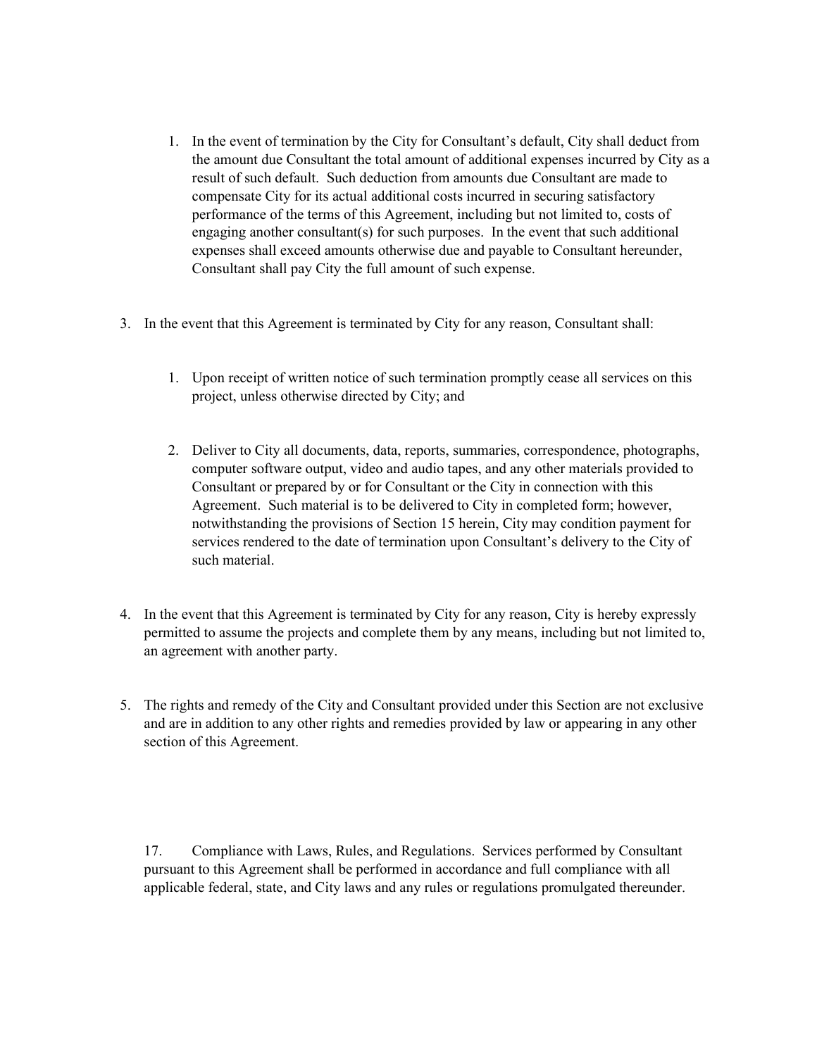1. In the event of termination by the City for Consultant's default, City shall deduct from the amount due Consultant the total amount of additional expenses incurred by City as a result of such default. Such deduction from amounts due Consultant are made to compensate City for its actual additional costs incurred in securing satisfactory performance of the terms of this Agreement, including but not limited to, costs of engaging another consultant(s) for such purposes. In the event that such additional expenses shall exceed amounts otherwise due and payable to Consultant hereunder, Consultant shall pay City the full amount of such expense.

3. In the event that this Agreement is terminated by City for any reason, Consultant shall:

   1. Upon receipt of written notice of such termination promptly cease all services on this project, unless otherwise directed by City; and

   2. Deliver to City all documents, data, reports, summaries, correspondence, photographs, computer software output, video and audio tapes, and any other materials provided to Consultant or prepared by or for Consultant or the City in connection with this Agreement. Such material is to be delivered to City in completed form; however, notwithstanding the provisions of Section 15 herein, City may condition payment for services rendered to the date of termination upon Consultant's delivery to the City of such material.

4. In the event that this Agreement is terminated by City for any reason, City is hereby expressly permitted to assume the projects and complete them by any means, including but not limited to, an agreement with another party.

5. The rights and remedy of the City and Consultant provided under this Section are not exclusive and are in addition to any other rights and remedies provided by law or appearing in any other section of this Agreement.

17. Compliance with Laws, Rules, and Regulations. Services performed by Consultant pursuant to this Agreement shall be performed in accordance and full compliance with all applicable federal, state, and City laws and any rules or regulations promulgated thereunder.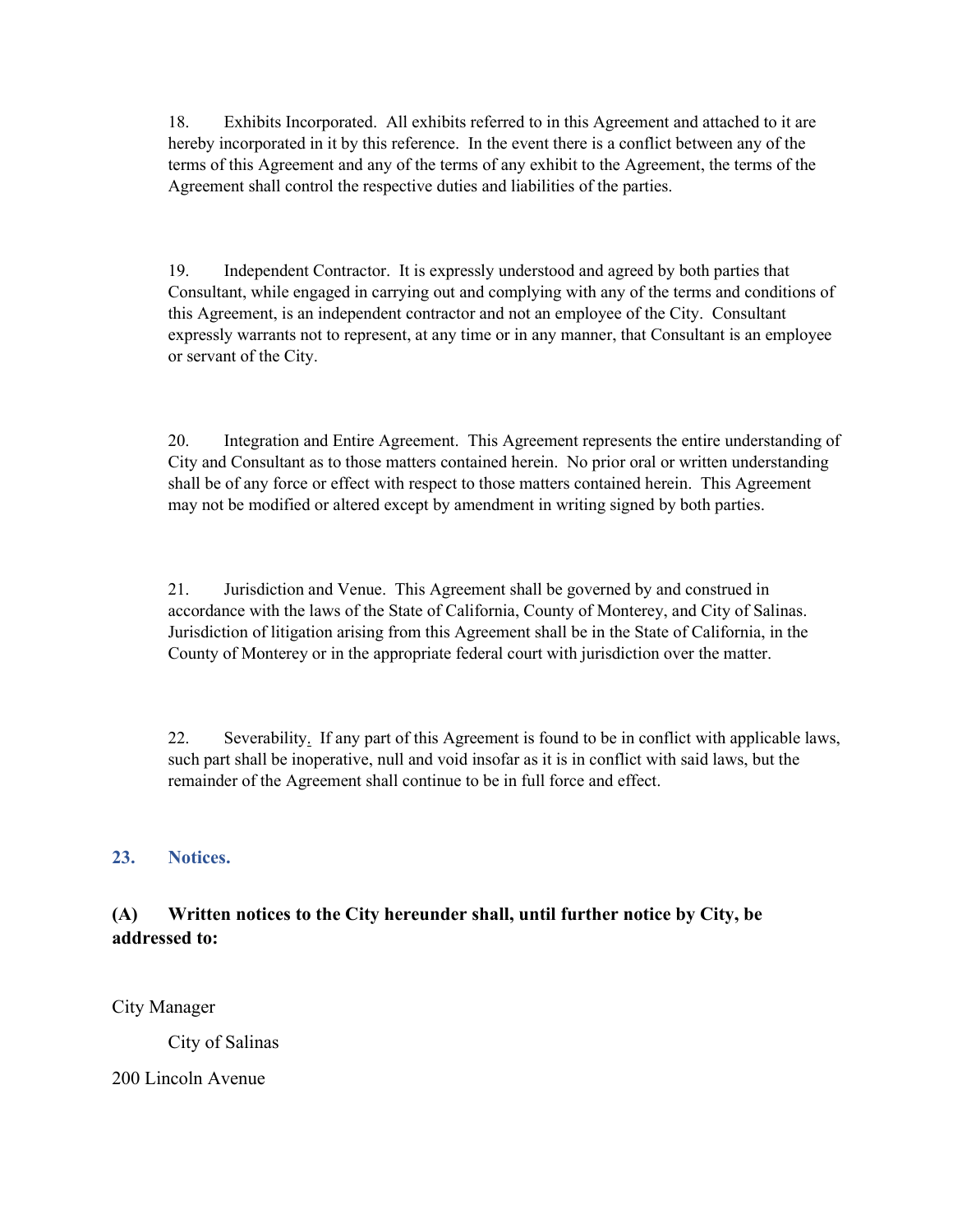18. Exhibits Incorporated. All exhibits referred to in this Agreement and attached to it are hereby incorporated in it by this reference. In the event there is a conflict between any of the terms of this Agreement and any of the terms of any exhibit to the Agreement, the terms of the Agreement shall control the respective duties and liabilities of the parties.

19. Independent Contractor. It is expressly understood and agreed by both parties that Consultant, while engaged in carrying out and complying with any of the terms and conditions of this Agreement, is an independent contractor and not an employee of the City. Consultant expressly warrants not to represent, at any time or in any manner, that Consultant is an employee or servant of the City.

20. Integration and Entire Agreement. This Agreement represents the entire understanding of City and Consultant as to those matters contained herein. No prior oral or written understanding shall be of any force or effect with respect to those matters contained herein. This Agreement may not be modified or altered except by amendment in writing signed by both parties.

21. Jurisdiction and Venue. This Agreement shall be governed by and construed in accordance with the laws of the State of California, County of Monterey, and City of Salinas. Jurisdiction of litigation arising from this Agreement shall be in the State of California, in the County of Monterey or in the appropriate federal court with jurisdiction over the matter.

22. Severability. If any part of this Agreement is found to be in conflict with applicable laws, such part shall be inoperative, null and void insofar as it is in conflict with said laws, but the remainder of the Agreement shall continue to be in full force and effect.

## 23. Notices.

### (A) Written notices to the City hereunder shall, until further notice by City, be addressed to:

City Manager

City of Salinas

200 Lincoln Avenue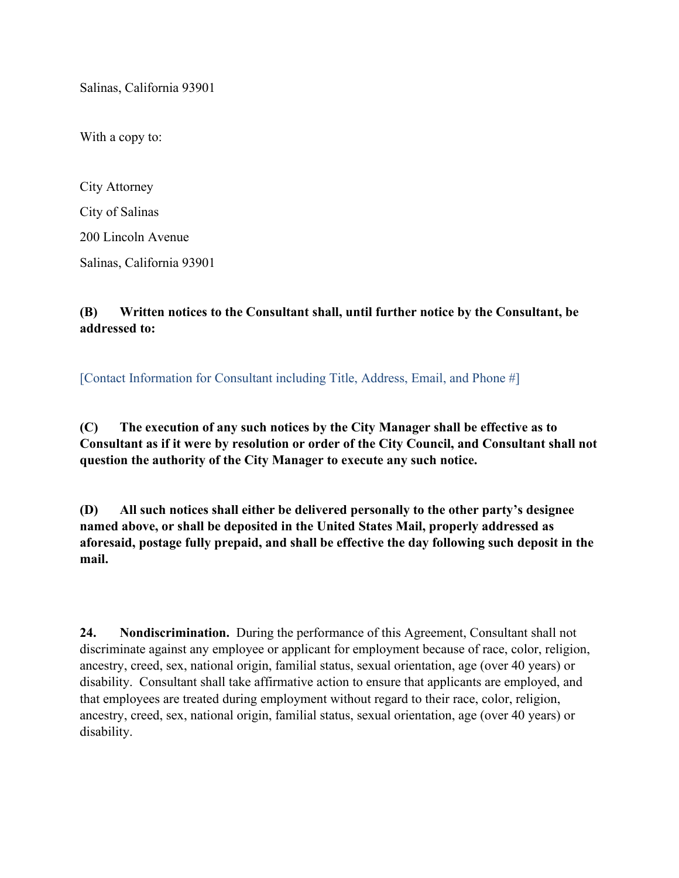Salinas, California 93901

With a copy to:

City Attorney

City of Salinas

200 Lincoln Avenue

Salinas, California 93901

**(B) Written notices to the Consultant shall, until further notice by the Consultant, be addressed to:**

[Contact Information for Consultant including Title, Address, Email, and Phone #]

**(C) The execution of any such notices by the City Manager shall be effective as to Consultant as if it were by resolution or order of the City Council, and Consultant shall not question the authority of the City Manager to execute any such notice.**

**(D) All such notices shall either be delivered personally to the other party's designee named above, or shall be deposited in the United States Mail, properly addressed as aforesaid, postage fully prepaid, and shall be effective the day following such deposit in the mail.**

**24. Nondiscrimination.** During the performance of this Agreement, Consultant shall not discriminate against any employee or applicant for employment because of race, color, religion, ancestry, creed, sex, national origin, familial status, sexual orientation, age (over 40 years) or disability. Consultant shall take affirmative action to ensure that applicants are employed, and that employees are treated during employment without regard to their race, color, religion, ancestry, creed, sex, national origin, familial status, sexual orientation, age (over 40 years) or disability.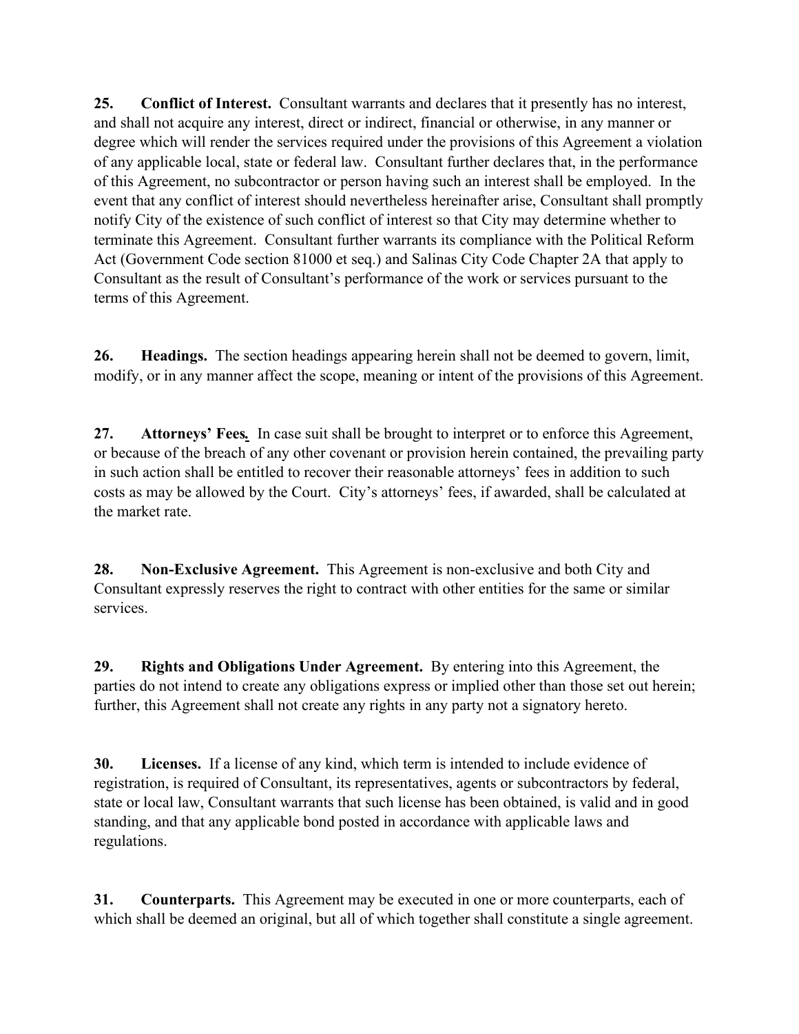**25. Conflict of Interest.** Consultant warrants and declares that it presently has no interest, and shall not acquire any interest, direct or indirect, financial or otherwise, in any manner or degree which will render the services required under the provisions of this Agreement a violation of any applicable local, state or federal law. Consultant further declares that, in the performance of this Agreement, no subcontractor or person having such an interest shall be employed. In the event that any conflict of interest should nevertheless hereinafter arise, Consultant shall promptly notify City of the existence of such conflict of interest so that City may determine whether to terminate this Agreement. Consultant further warrants its compliance with the Political Reform Act (Government Code section 81000 et seq.) and Salinas City Code Chapter 2A that apply to Consultant as the result of Consultant's performance of the work or services pursuant to the terms of this Agreement.

**26. Headings.** The section headings appearing herein shall not be deemed to govern, limit, modify, or in any manner affect the scope, meaning or intent of the provisions of this Agreement.

**27. Attorneys' Fees.** In case suit shall be brought to interpret or to enforce this Agreement, or because of the breach of any other covenant or provision herein contained, the prevailing party in such action shall be entitled to recover their reasonable attorneys' fees in addition to such costs as may be allowed by the Court. City's attorneys' fees, if awarded, shall be calculated at the market rate.

**28. Non-Exclusive Agreement.** This Agreement is non-exclusive and both City and Consultant expressly reserves the right to contract with other entities for the same or similar services.

**29. Rights and Obligations Under Agreement.** By entering into this Agreement, the parties do not intend to create any obligations express or implied other than those set out herein; further, this Agreement shall not create any rights in any party not a signatory hereto.

**30. Licenses.** If a license of any kind, which term is intended to include evidence of registration, is required of Consultant, its representatives, agents or subcontractors by federal, state or local law, Consultant warrants that such license has been obtained, is valid and in good standing, and that any applicable bond posted in accordance with applicable laws and regulations.

**31. Counterparts.** This Agreement may be executed in one or more counterparts, each of which shall be deemed an original, but all of which together shall constitute a single agreement.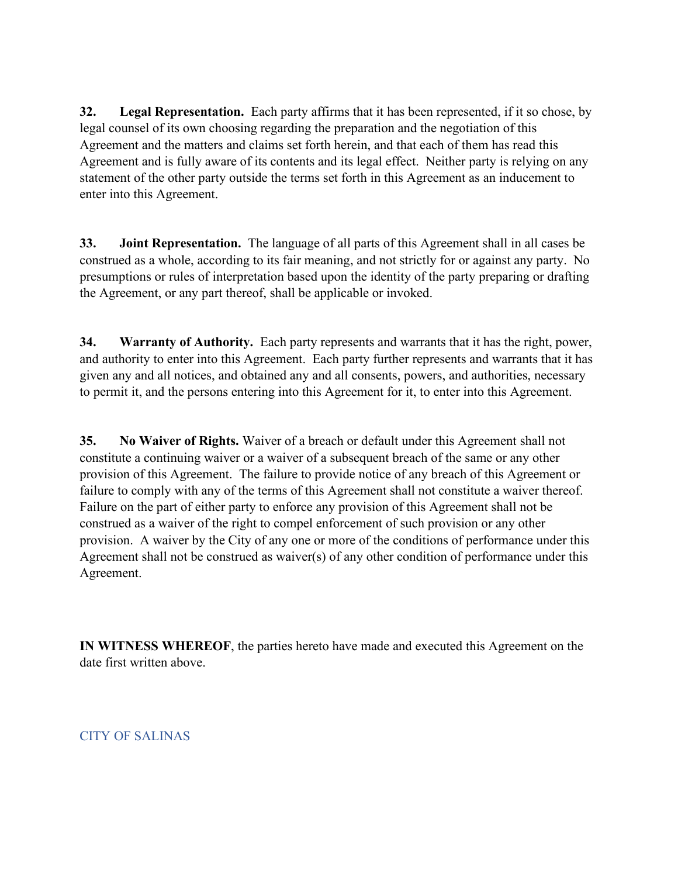**32. Legal Representation.** Each party affirms that it has been represented, if it so chose, by legal counsel of its own choosing regarding the preparation and the negotiation of this Agreement and the matters and claims set forth herein, and that each of them has read this Agreement and is fully aware of its contents and its legal effect. Neither party is relying on any statement of the other party outside the terms set forth in this Agreement as an inducement to enter into this Agreement.

**33. Joint Representation.** The language of all parts of this Agreement shall in all cases be construed as a whole, according to its fair meaning, and not strictly for or against any party. No presumptions or rules of interpretation based upon the identity of the party preparing or drafting the Agreement, or any part thereof, shall be applicable or invoked.

**34. Warranty of Authority.** Each party represents and warrants that it has the right, power, and authority to enter into this Agreement. Each party further represents and warrants that it has given any and all notices, and obtained any and all consents, powers, and authorities, necessary to permit it, and the persons entering into this Agreement for it, to enter into this Agreement.

**35. No Waiver of Rights.** Waiver of a breach or default under this Agreement shall not constitute a continuing waiver or a waiver of a subsequent breach of the same or any other provision of this Agreement. The failure to provide notice of any breach of this Agreement or failure to comply with any of the terms of this Agreement shall not constitute a waiver thereof. Failure on the part of either party to enforce any provision of this Agreement shall not be construed as a waiver of the right to compel enforcement of such provision or any other provision. A waiver by the City of any one or more of the conditions of performance under this Agreement shall not be construed as waiver(s) of any other condition of performance under this Agreement.

**IN WITNESS WHEREOF**, the parties hereto have made and executed this Agreement on the date first written above.

CITY OF SALINAS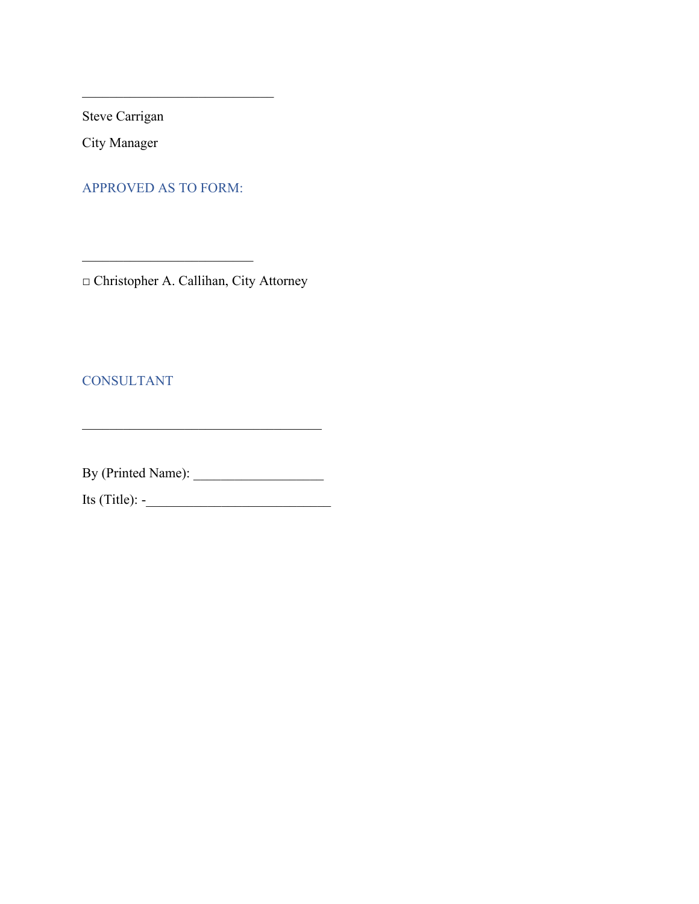\_\_\_\_\_\_\_\_\_\_\_\_\_\_\_\_\_\_\_\_\_\_\_\_\_\_\_\_

Steve Carrigan

City Manager

APPROVED AS TO FORM:

\_\_\_\_\_\_\_\_\_\_\_\_\_\_\_\_\_\_\_\_\_\_\_\_\_

□ Christopher A. Callihan, City Attorney

CONSULTANT

\_\_\_\_\_\_\_\_\_\_\_\_\_\_\_\_\_\_\_\_\_\_\_\_\_\_\_\_\_\_\_\_\_\_\_

By (Printed Name): \_\_\_\_\_\_\_\_\_\_\_\_\_\_\_\_\_\_\_

Its (Title): -\_\_\_\_\_\_\_\_\_\_\_\_\_\_\_\_\_\_\_\_\_\_\_\_\_\_\_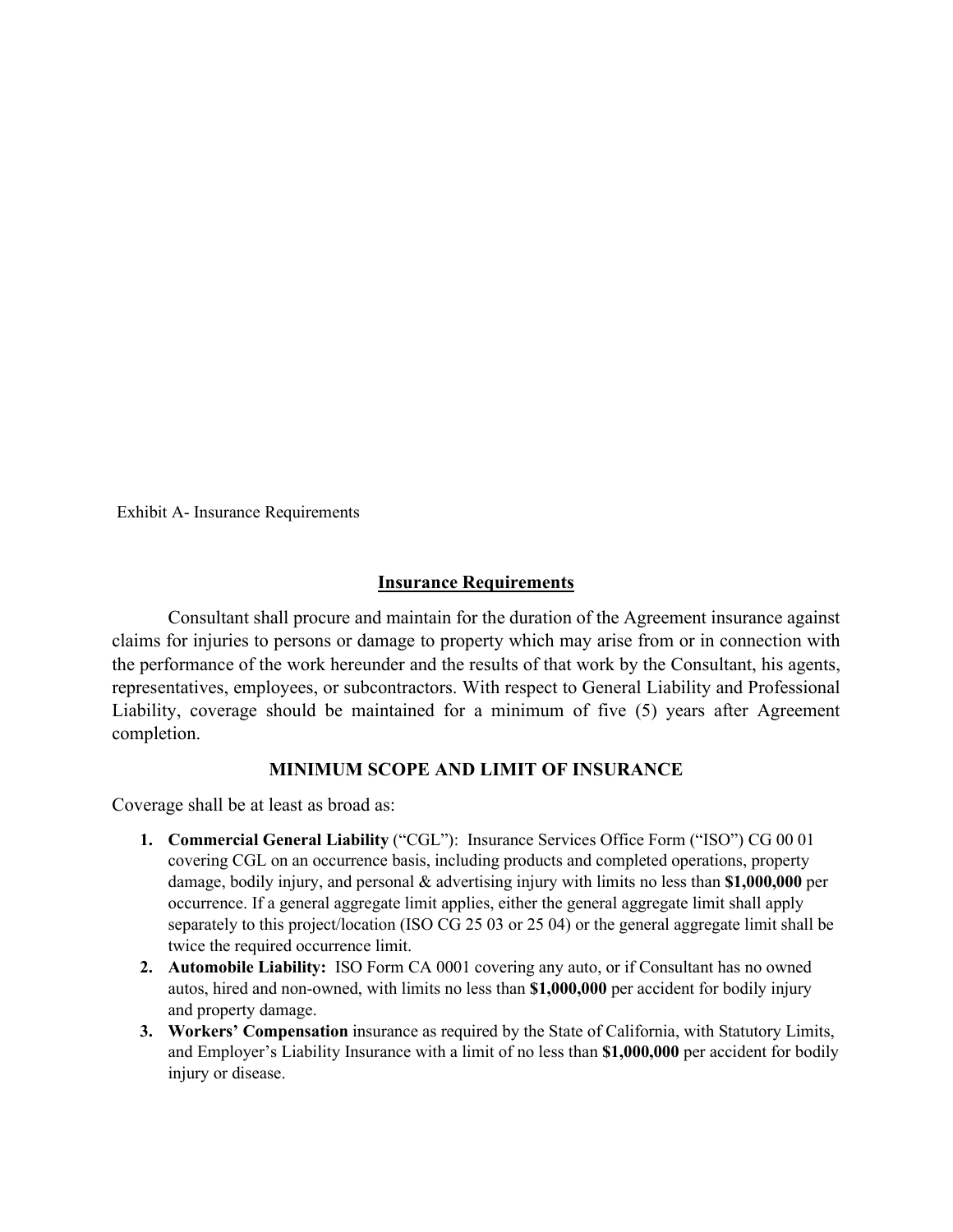Exhibit A- Insurance Requirements

## Insurance Requirements

Consultant shall procure and maintain for the duration of the Agreement insurance against claims for injuries to persons or damage to property which may arise from or in connection with the performance of the work hereunder and the results of that work by the Consultant, his agents, representatives, employees, or subcontractors. With respect to General Liability and Professional Liability, coverage should be maintained for a minimum of five (5) years after Agreement completion.

### MINIMUM SCOPE AND LIMIT OF INSURANCE

Coverage shall be at least as broad as:

1. **Commercial General Liability** ("CGL"): Insurance Services Office Form ("ISO") CG 00 01 covering CGL on an occurrence basis, including products and completed operations, property damage, bodily injury, and personal & advertising injury with limits no less than **$1,000,000** per occurrence. If a general aggregate limit applies, either the general aggregate limit shall apply separately to this project/location (ISO CG 25 03 or 25 04) or the general aggregate limit shall be twice the required occurrence limit.
2. **Automobile Liability:** ISO Form CA 0001 covering any auto, or if Consultant has no owned autos, hired and non-owned, with limits no less than **$1,000,000** per accident for bodily injury and property damage.
3. **Workers' Compensation** insurance as required by the State of California, with Statutory Limits, and Employer's Liability Insurance with a limit of no less than **$1,000,000** per accident for bodily injury or disease.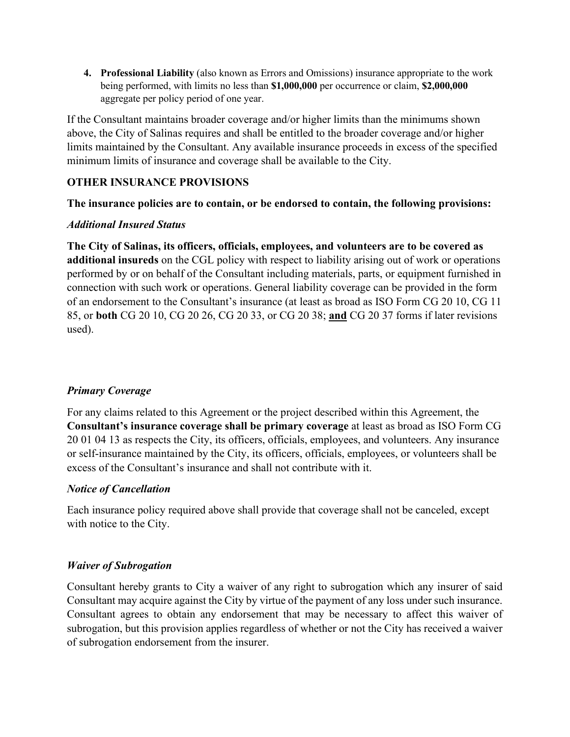4. **Professional Liability** (also known as Errors and Omissions) insurance appropriate to the work being performed, with limits no less than **$1,000,000** per occurrence or claim, **$2,000,000** aggregate per policy period of one year.

If the Consultant maintains broader coverage and/or higher limits than the minimums shown above, the City of Salinas requires and shall be entitled to the broader coverage and/or higher limits maintained by the Consultant. Any available insurance proceeds in excess of the specified minimum limits of insurance and coverage shall be available to the City.

**OTHER INSURANCE PROVISIONS**

**The insurance policies are to contain, or be endorsed to contain, the following provisions:**

*Additional Insured Status*

**The City of Salinas, its officers, officials, employees, and volunteers are to be covered as additional insureds** on the CGL policy with respect to liability arising out of work or operations performed by or on behalf of the Consultant including materials, parts, or equipment furnished in connection with such work or operations. General liability coverage can be provided in the form of an endorsement to the Consultant's insurance (at least as broad as ISO Form CG 20 10, CG 11 85, or **both** CG 20 10, CG 20 26, CG 20 33, or CG 20 38; **and** CG 20 37 forms if later revisions used).

*Primary Coverage*

For any claims related to this Agreement or the project described within this Agreement, the **Consultant's insurance coverage shall be primary coverage** at least as broad as ISO Form CG 20 01 04 13 as respects the City, its officers, officials, employees, and volunteers. Any insurance or self-insurance maintained by the City, its officers, officials, employees, or volunteers shall be excess of the Consultant's insurance and shall not contribute with it.

*Notice of Cancellation*

Each insurance policy required above shall provide that coverage shall not be canceled, except with notice to the City.

*Waiver of Subrogation*

Consultant hereby grants to City a waiver of any right to subrogation which any insurer of said Consultant may acquire against the City by virtue of the payment of any loss under such insurance. Consultant agrees to obtain any endorsement that may be necessary to affect this waiver of subrogation, but this provision applies regardless of whether or not the City has received a waiver of subrogation endorsement from the insurer.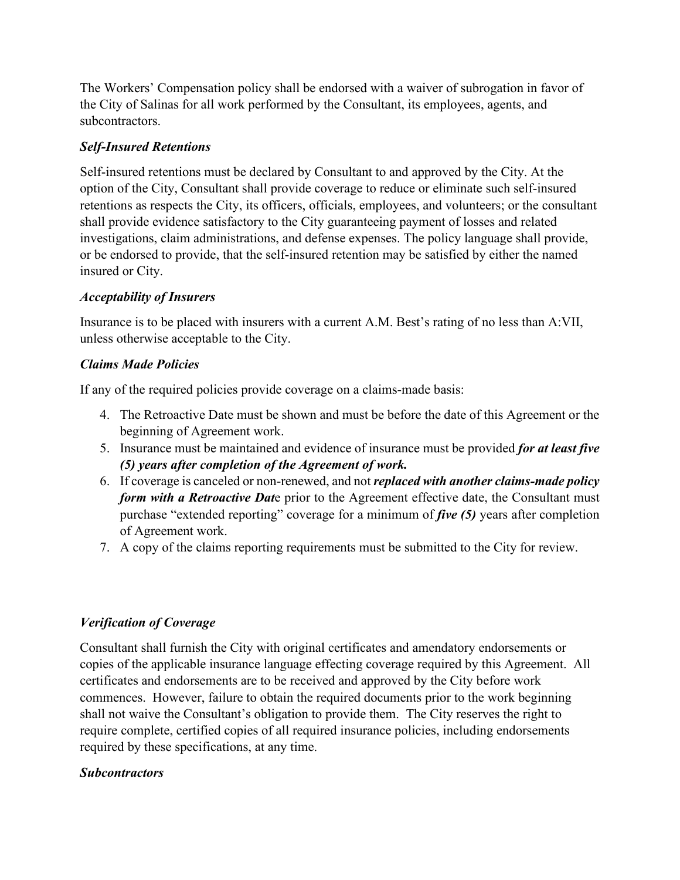The Workers' Compensation policy shall be endorsed with a waiver of subrogation in favor of the City of Salinas for all work performed by the Consultant, its employees, agents, and subcontractors.

***Self-Insured Retentions***

Self-insured retentions must be declared by Consultant to and approved by the City. At the option of the City, Consultant shall provide coverage to reduce or eliminate such self-insured retentions as respects the City, its officers, officials, employees, and volunteers; or the consultant shall provide evidence satisfactory to the City guaranteeing payment of losses and related investigations, claim administrations, and defense expenses. The policy language shall provide, or be endorsed to provide, that the self-insured retention may be satisfied by either the named insured or City.

***Acceptability of Insurers***

Insurance is to be placed with insurers with a current A.M. Best's rating of no less than A:VII, unless otherwise acceptable to the City.

***Claims Made Policies***

If any of the required policies provide coverage on a claims-made basis:

4. The Retroactive Date must be shown and must be before the date of this Agreement or the beginning of Agreement work.
5. Insurance must be maintained and evidence of insurance must be provided ***for at least five (5) years after completion of the Agreement of work.***
6. If coverage is canceled or non-renewed, and not ***replaced with another claims-made policy form with a Retroactive Dat***e prior to the Agreement effective date, the Consultant must purchase "extended reporting" coverage for a minimum of ***five (5)*** years after completion of Agreement work.
7. A copy of the claims reporting requirements must be submitted to the City for review.

***Verification of Coverage***

Consultant shall furnish the City with original certificates and amendatory endorsements or copies of the applicable insurance language effecting coverage required by this Agreement. All certificates and endorsements are to be received and approved by the City before work commences. However, failure to obtain the required documents prior to the work beginning shall not waive the Consultant's obligation to provide them. The City reserves the right to require complete, certified copies of all required insurance policies, including endorsements required by these specifications, at any time.

***Subcontractors***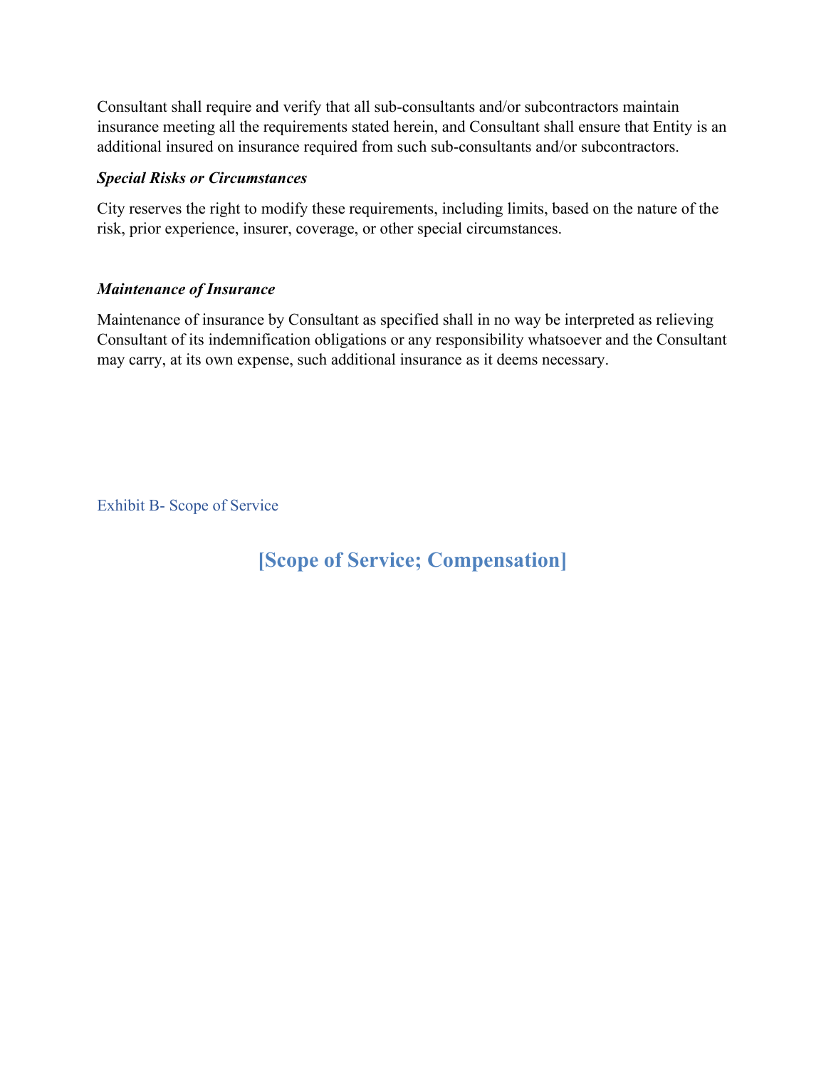Consultant shall require and verify that all sub-consultants and/or subcontractors maintain insurance meeting all the requirements stated herein, and Consultant shall ensure that Entity is an additional insured on insurance required from such sub-consultants and/or subcontractors.

***Special Risks or Circumstances***

City reserves the right to modify these requirements, including limits, based on the nature of the risk, prior experience, insurer, coverage, or other special circumstances.

***Maintenance of Insurance***

Maintenance of insurance by Consultant as specified shall in no way be interpreted as relieving Consultant of its indemnification obligations or any responsibility whatsoever and the Consultant may carry, at its own expense, such additional insurance as it deems necessary.

Exhibit B- Scope of Service

## [Scope of Service; Compensation]